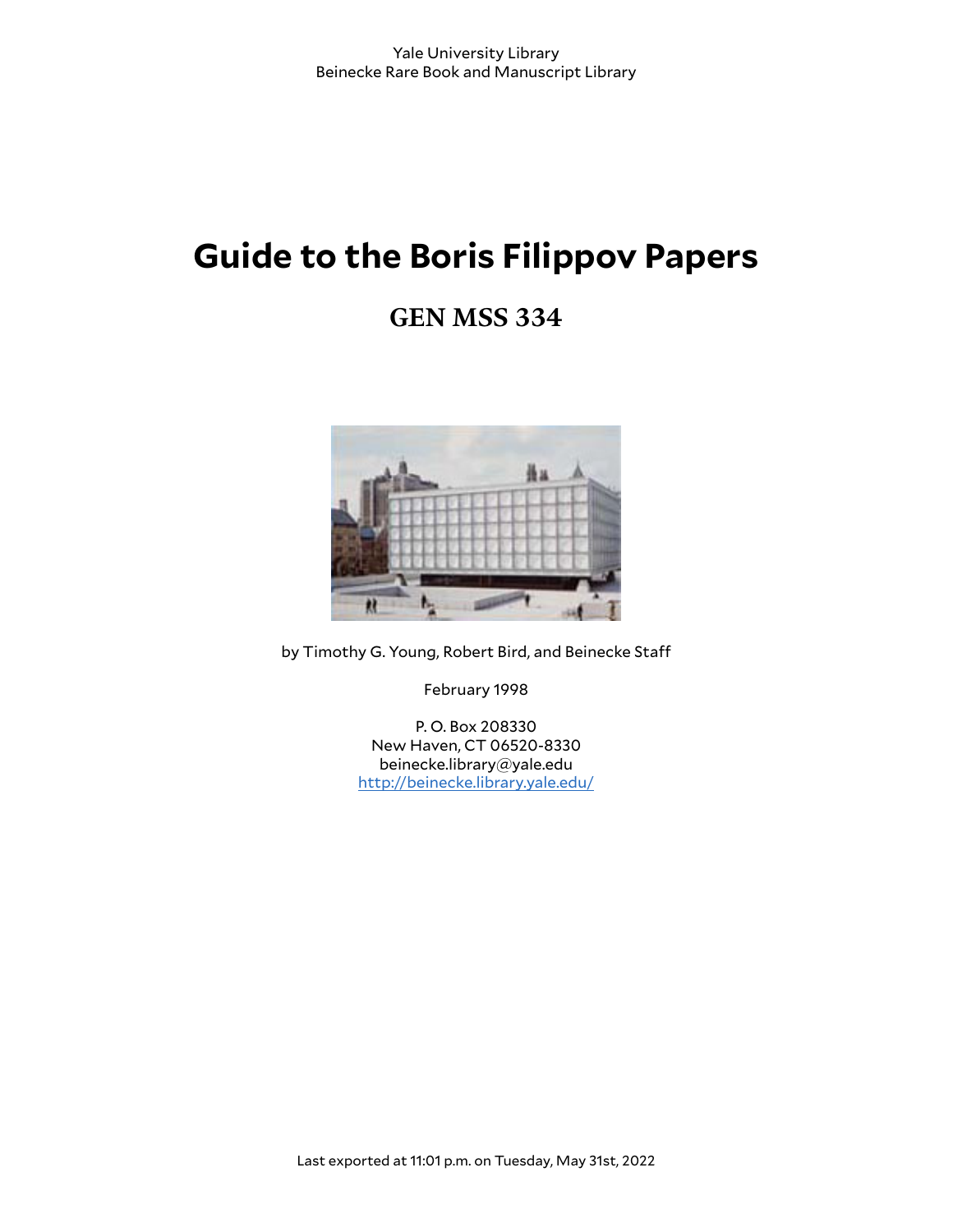Yale University Library
Beinecke Rare Book and Manuscript Library

# Guide to the Boris Filippov Papers

## GEN MSS 334

by Timothy G. Young, Robert Bird, and Beinecke Staff

February 1998

P. O. Box 208330
New Haven, CT 06520-8330
beinecke.library@yale.edu
http://beinecke.library.yale.edu/

Last exported at 11:01 p.m. on Tuesday, May 31st, 2022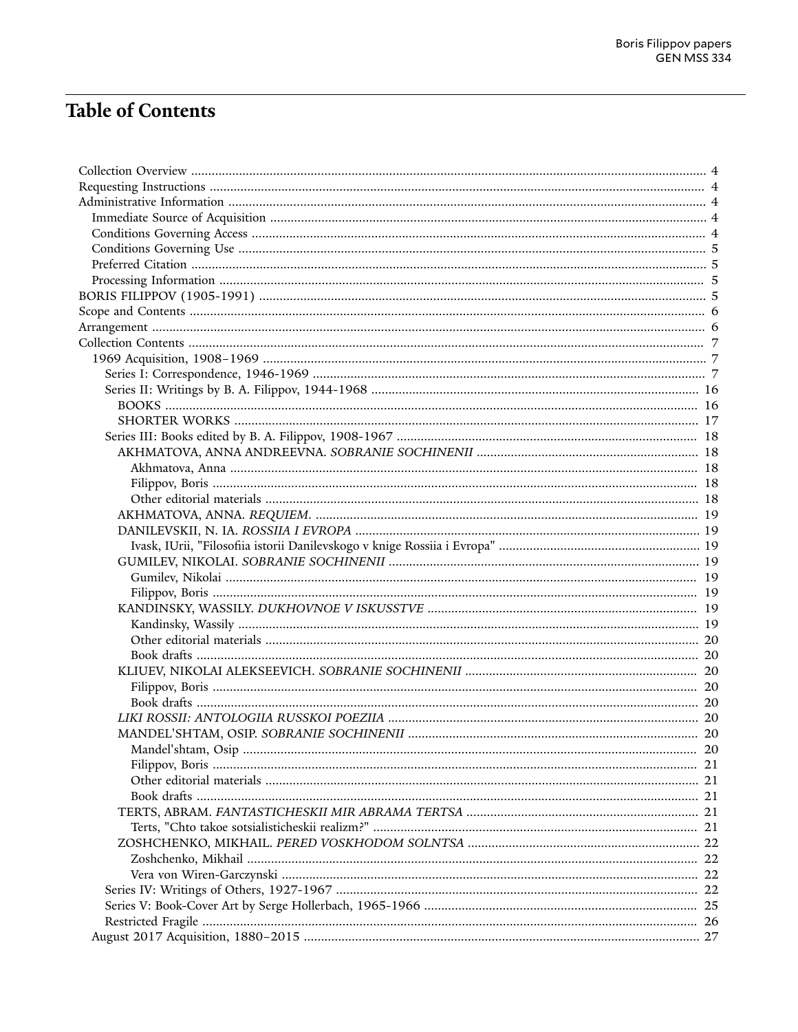# Table of Contents

- Collection Overview ..... 4
- Requesting Instructions ..... 4
- Administrative Information ..... 4
  - Immediate Source of Acquisition ..... 4
  - Conditions Governing Access ..... 4
  - Conditions Governing Use ..... 5
  - Preferred Citation ..... 5
  - Processing Information ..... 5
- BORIS FILIPPOV (1905-1991) ..... 5
- Scope and Contents ..... 6
- Arrangement ..... 6
- Collection Contents ..... 7
  - 1969 Acquisition, 1908–1969 ..... 7
    - Series I: Correspondence, 1946-1969 ..... 7
    - Series II: Writings by B. A. Filippov, 1944-1968 ..... 16
      - BOOKS ..... 16
      - SHORTER WORKS ..... 17
    - Series III: Books edited by B. A. Filippov, 1908-1967 ..... 18
      - AKHMATOVA, ANNA ANDREEVNA. *SOBRANIE SOCHINENII* ..... 18
        - Akhmatova, Anna ..... 18
        - Filippov, Boris ..... 18
        - Other editorial materials ..... 18
      - AKHMATOVA, ANNA. *REQUIEM.* ..... 19
      - DANILEVSKII, N. IA. *ROSSIIA I EVROPA* ..... 19
        - Ivask, IUrii, "Filosofiia istorii Danilevskogo v knige Rossiia i Evropa" ..... 19
      - GUMILEV, NIKOLAI. *SOBRANIE SOCHINENII* ..... 19
        - Gumilev, Nikolai ..... 19
        - Filippov, Boris ..... 19
      - KANDINSKY, WASSILY. *DUKHOVNOE V ISKUSSTVE* ..... 19
        - Kandinsky, Wassily ..... 19
        - Other editorial materials ..... 20
        - Book drafts ..... 20
      - KLIUEV, NIKOLAI ALEKSEEVICH. *SOBRANIE SOCHINENII* ..... 20
        - Filippov, Boris ..... 20
        - Book drafts ..... 20
      - *LIKI ROSSII: ANTOLOGIIA RUSSKOI POEZIIA* ..... 20
      - MANDEL'SHTAM, OSIP. *SOBRANIE SOCHINENII* ..... 20
        - Mandel'shtam, Osip ..... 20
        - Filippov, Boris ..... 21
        - Other editorial materials ..... 21
        - Book drafts ..... 21
      - TERTS, ABRAM. *FANTASTICHESKII MIR ABRAMA TERTSA* ..... 21
        - Terts, "Chto takoe sotsialisticheskii realizm?" ..... 21
      - ZOSHCHENKO, MIKHAIL. *PERED VOSKHODOM SOLNTSA* ..... 22
        - Zoshchenko, Mikhail ..... 22
        - Vera von Wiren-Garczynski ..... 22
    - Series IV: Writings of Others, 1927-1967 ..... 22
    - Series V: Book-Cover Art by Serge Hollerbach, 1965-1966 ..... 25
    - Restricted Fragile ..... 26
  - August 2017 Acquisition, 1880–2015 ..... 27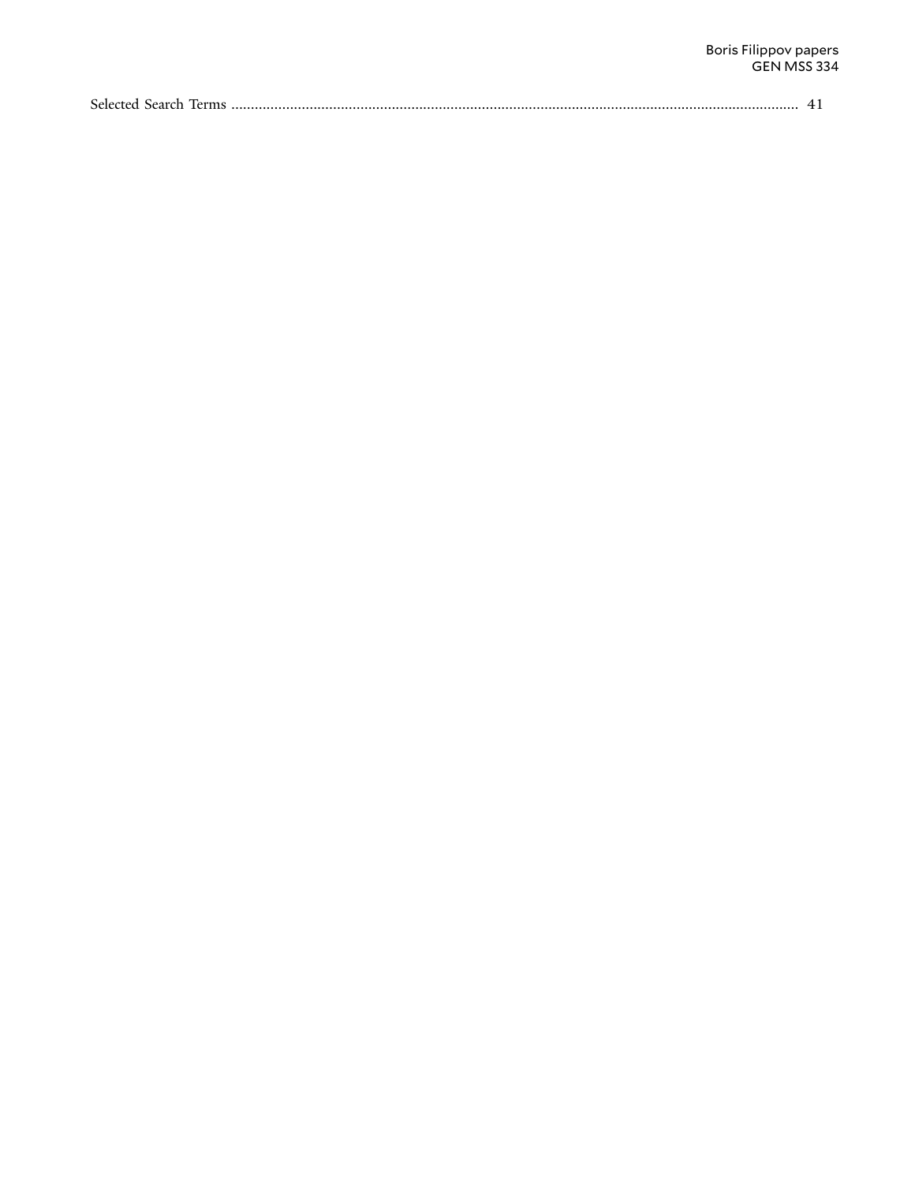Selected Search Terms ........................................................................................................................................ 41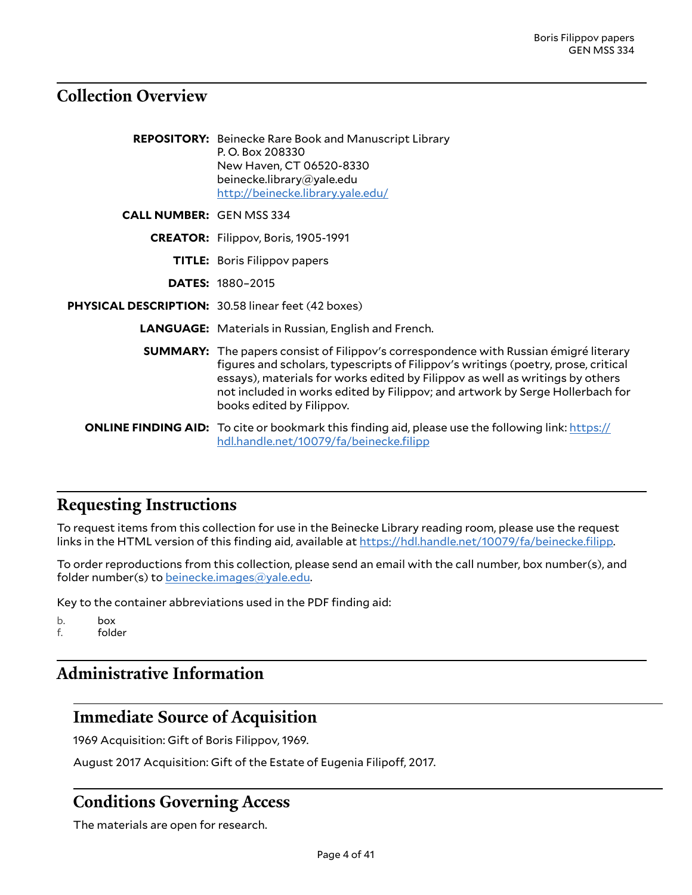## Collection Overview

**REPOSITORY:** Beinecke Rare Book and Manuscript Library
P. O. Box 208330
New Haven, CT 06520-8330
beinecke.library@yale.edu
http://beinecke.library.yale.edu/

**CALL NUMBER:** GEN MSS 334

**CREATOR:** Filippov, Boris, 1905-1991

**TITLE:** Boris Filippov papers

**DATES:** 1880–2015

**PHYSICAL DESCRIPTION:** 30.58 linear feet (42 boxes)

**LANGUAGE:** Materials in Russian, English and French.

**SUMMARY:** The papers consist of Filippov's correspondence with Russian émigré literary figures and scholars, typescripts of Filippov's writings (poetry, prose, critical essays), materials for works edited by Filippov as well as writings by others not included in works edited by Filippov; and artwork by Serge Hollerbach for books edited by Filippov.

**ONLINE FINDING AID:** To cite or bookmark this finding aid, please use the following link: https://hdl.handle.net/10079/fa/beinecke.filipp

## Requesting Instructions

To request items from this collection for use in the Beinecke Library reading room, please use the request links in the HTML version of this finding aid, available at https://hdl.handle.net/10079/fa/beinecke.filipp.

To order reproductions from this collection, please send an email with the call number, box number(s), and folder number(s) to beinecke.images@yale.edu.

Key to the container abbreviations used in the PDF finding aid:

b. box
f. folder

## Administrative Information

### Immediate Source of Acquisition

1969 Acquisition: Gift of Boris Filippov, 1969.

August 2017 Acquisition: Gift of the Estate of Eugenia Filipoff, 2017.

### Conditions Governing Access

The materials are open for research.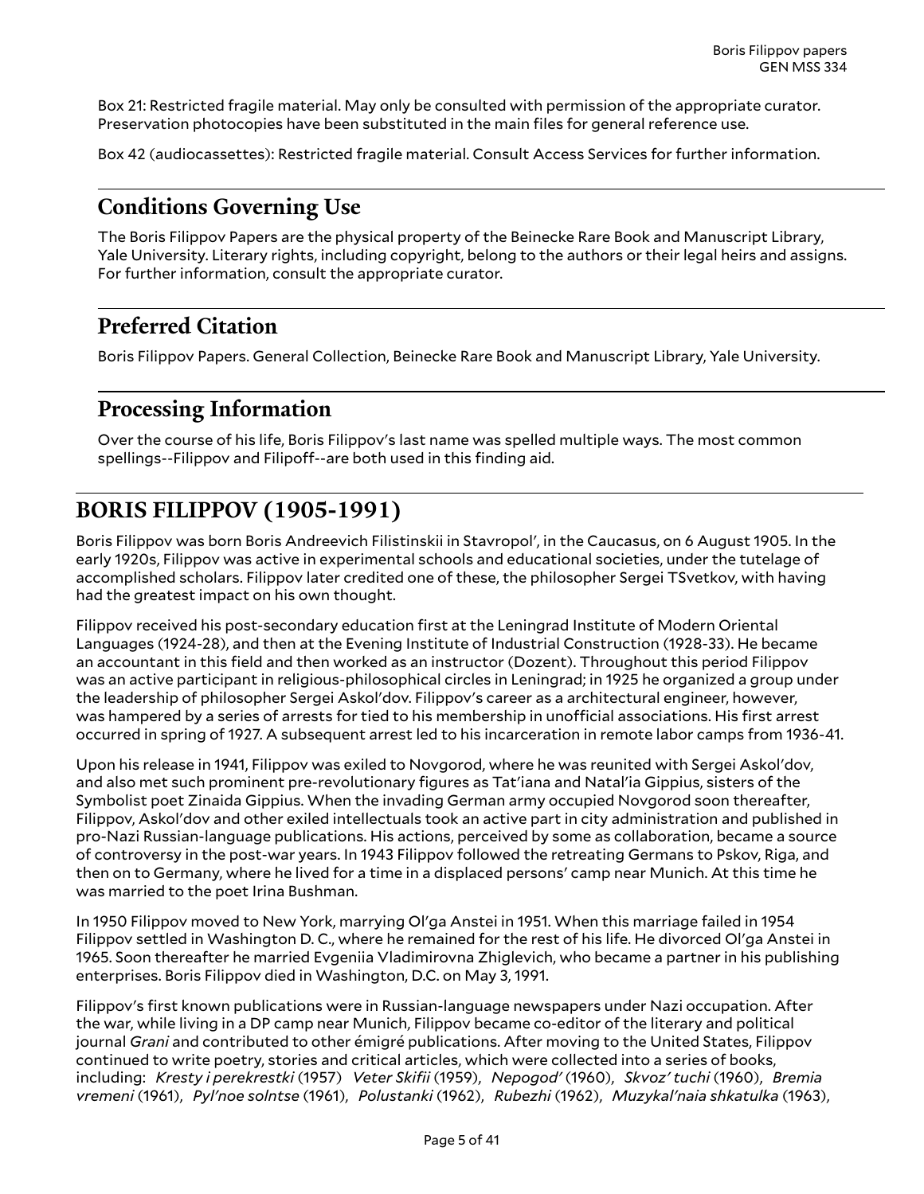Box 21: Restricted fragile material. May only be consulted with permission of the appropriate curator. Preservation photocopies have been substituted in the main files for general reference use.

Box 42 (audiocassettes): Restricted fragile material. Consult Access Services for further information.

## Conditions Governing Use

The Boris Filippov Papers are the physical property of the Beinecke Rare Book and Manuscript Library, Yale University. Literary rights, including copyright, belong to the authors or their legal heirs and assigns. For further information, consult the appropriate curator.

## Preferred Citation

Boris Filippov Papers. General Collection, Beinecke Rare Book and Manuscript Library, Yale University.

## Processing Information

Over the course of his life, Boris Filippov's last name was spelled multiple ways. The most common spellings--Filippov and Filipoff--are both used in this finding aid.

# BORIS FILIPPOV (1905-1991)

Boris Filippov was born Boris Andreevich Filistinskii in Stavropol', in the Caucasus, on 6 August 1905. In the early 1920s, Filippov was active in experimental schools and educational societies, under the tutelage of accomplished scholars. Filippov later credited one of these, the philosopher Sergei TSvetkov, with having had the greatest impact on his own thought.

Filippov received his post-secondary education first at the Leningrad Institute of Modern Oriental Languages (1924-28), and then at the Evening Institute of Industrial Construction (1928-33). He became an accountant in this field and then worked as an instructor (Dozent). Throughout this period Filippov was an active participant in religious-philosophical circles in Leningrad; in 1925 he organized a group under the leadership of philosopher Sergei Askol'dov. Filippov's career as a architectural engineer, however, was hampered by a series of arrests for tied to his membership in unofficial associations. His first arrest occurred in spring of 1927. A subsequent arrest led to his incarceration in remote labor camps from 1936-41.

Upon his release in 1941, Filippov was exiled to Novgorod, where he was reunited with Sergei Askol'dov, and also met such prominent pre-revolutionary figures as Tat'iana and Natal'ia Gippius, sisters of the Symbolist poet Zinaida Gippius. When the invading German army occupied Novgorod soon thereafter, Filippov, Askol'dov and other exiled intellectuals took an active part in city administration and published in pro-Nazi Russian-language publications. His actions, perceived by some as collaboration, became a source of controversy in the post-war years. In 1943 Filippov followed the retreating Germans to Pskov, Riga, and then on to Germany, where he lived for a time in a displaced persons' camp near Munich. At this time he was married to the poet Irina Bushman.

In 1950 Filippov moved to New York, marrying Ol'ga Anstei in 1951. When this marriage failed in 1954 Filippov settled in Washington D. C., where he remained for the rest of his life. He divorced Ol'ga Anstei in 1965. Soon thereafter he married Evgeniia Vladimirovna Zhiglevich, who became a partner in his publishing enterprises. Boris Filippov died in Washington, D.C. on May 3, 1991.

Filippov's first known publications were in Russian-language newspapers under Nazi occupation. After the war, while living in a DP camp near Munich, Filippov became co-editor of the literary and political journal *Grani* and contributed to other émigré publications. After moving to the United States, Filippov continued to write poetry, stories and critical articles, which were collected into a series of books, including: *Kresty i perekrestki* (1957) *Veter Skifii* (1959), *Nepogod'* (1960), *Skvoz' tuchi* (1960), *Bremia vremeni* (1961), *Pyl'noe solntse* (1961), *Polustanki* (1962), *Rubezhi* (1962), *Muzykal'naia shkatulka* (1963),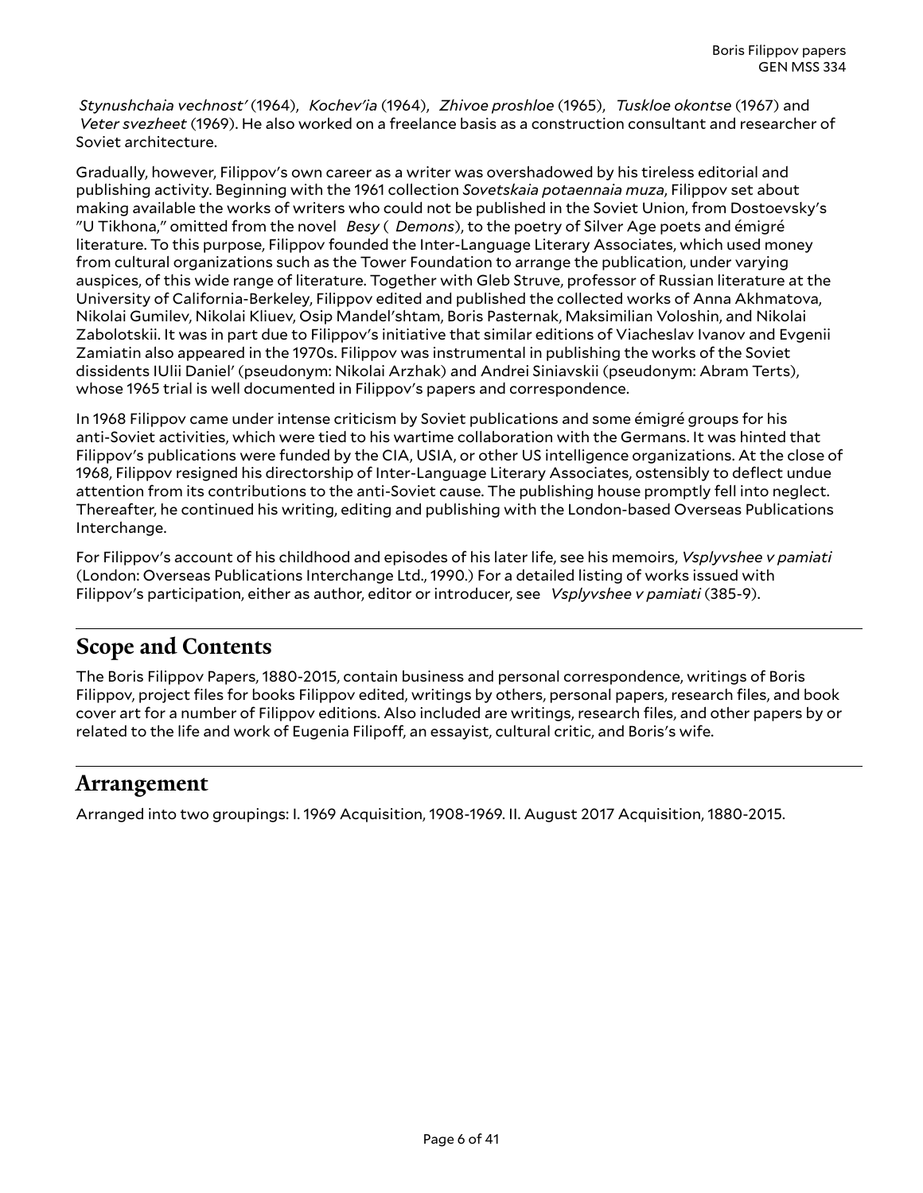*Stynushchaia vechnost'* (1964), *Kochev'ia* (1964), *Zhivoe proshloe* (1965), *Tuskloe okontse* (1967) and *Veter svezheet* (1969). He also worked on a freelance basis as a construction consultant and researcher of Soviet architecture.

Gradually, however, Filippov's own career as a writer was overshadowed by his tireless editorial and publishing activity. Beginning with the 1961 collection *Sovetskaia potaennaia muza*, Filippov set about making available the works of writers who could not be published in the Soviet Union, from Dostoevsky's "U Tikhona," omitted from the novel *Besy* (*Demons*), to the poetry of Silver Age poets and émigré literature. To this purpose, Filippov founded the Inter-Language Literary Associates, which used money from cultural organizations such as the Tower Foundation to arrange the publication, under varying auspices, of this wide range of literature. Together with Gleb Struve, professor of Russian literature at the University of California-Berkeley, Filippov edited and published the collected works of Anna Akhmatova, Nikolai Gumilev, Nikolai Kliuev, Osip Mandel'shtam, Boris Pasternak, Maksimilian Voloshin, and Nikolai Zabolotskii. It was in part due to Filippov's initiative that similar editions of Viacheslav Ivanov and Evgenii Zamiatin also appeared in the 1970s. Filippov was instrumental in publishing the works of the Soviet dissidents IUlii Daniel' (pseudonym: Nikolai Arzhak) and Andrei Siniavskii (pseudonym: Abram Terts), whose 1965 trial is well documented in Filippov's papers and correspondence.

In 1968 Filippov came under intense criticism by Soviet publications and some émigré groups for his anti-Soviet activities, which were tied to his wartime collaboration with the Germans. It was hinted that Filippov's publications were funded by the CIA, USIA, or other US intelligence organizations. At the close of 1968, Filippov resigned his directorship of Inter-Language Literary Associates, ostensibly to deflect undue attention from its contributions to the anti-Soviet cause. The publishing house promptly fell into neglect. Thereafter, he continued his writing, editing and publishing with the London-based Overseas Publications Interchange.

For Filippov's account of his childhood and episodes of his later life, see his memoirs, *Vsplyvshee v pamiati* (London: Overseas Publications Interchange Ltd., 1990.) For a detailed listing of works issued with Filippov's participation, either as author, editor or introducer, see *Vsplyvshee v pamiati* (385-9).

## Scope and Contents

The Boris Filippov Papers, 1880-2015, contain business and personal correspondence, writings of Boris Filippov, project files for books Filippov edited, writings by others, personal papers, research files, and book cover art for a number of Filippov editions. Also included are writings, research files, and other papers by or related to the life and work of Eugenia Filipoff, an essayist, cultural critic, and Boris's wife.

## Arrangement

Arranged into two groupings: I. 1969 Acquisition, 1908-1969. II. August 2017 Acquisition, 1880-2015.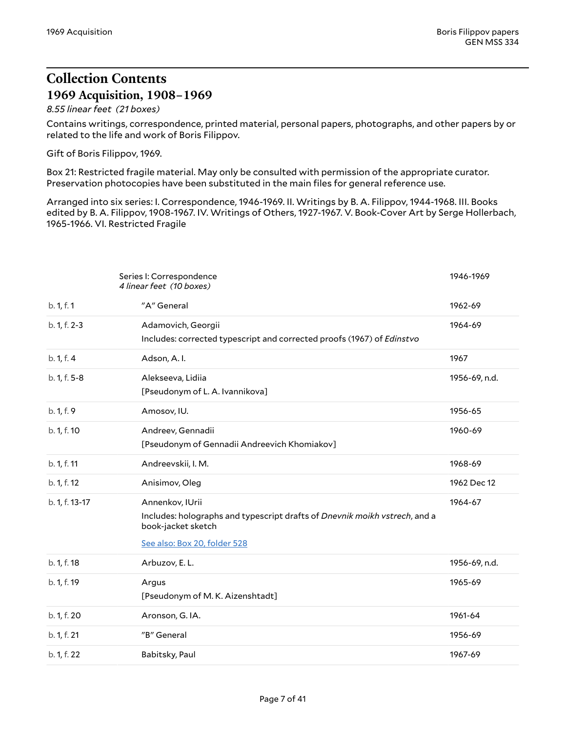# Collection Contents

## 1969 Acquisition, 1908–1969

*8.55 linear feet (21 boxes)*

Contains writings, correspondence, printed material, personal papers, photographs, and other papers by or related to the life and work of Boris Filippov.

Gift of Boris Filippov, 1969.

Box 21: Restricted fragile material. May only be consulted with permission of the appropriate curator. Preservation photocopies have been substituted in the main files for general reference use.

Arranged into six series: I. Correspondence, 1946-1969. II. Writings by B. A. Filippov, 1944-1968. III. Books edited by B. A. Filippov, 1908-1967. IV. Writings of Others, 1927-1967. V. Book-Cover Art by Serge Hollerbach, 1965-1966. VI. Restricted Fragile

| | Series I: Correspondence<br>*4 linear feet (10 boxes)* | 1946-1969 |
|---|---|---|
| b. 1, f. 1 | "A" General | 1962-69 |
| b. 1, f. 2-3 | Adamovich, Georgii<br>Includes: corrected typescript and corrected proofs (1967) of *Edinstvo* | 1964-69 |
| b. 1, f. 4 | Adson, A. I. | 1967 |
| b. 1, f. 5-8 | Alekseeva, Lidiia<br>[Pseudonym of L. A. Ivannikova] | 1956-69, n.d. |
| b. 1, f. 9 | Amosov, IU. | 1956-65 |
| b. 1, f. 10 | Andreev, Gennadii<br>[Pseudonym of Gennadii Andreevich Khomiakov] | 1960-69 |
| b. 1, f. 11 | Andreevskii, I. M. | 1968-69 |
| b. 1, f. 12 | Anisimov, Oleg | 1962 Dec 12 |
| b. 1, f. 13-17 | Annenkov, IUrii<br>Includes: holographs and typescript drafts of *Dnevnik moikh vstrech*, and a book-jacket sketch<br>See also: Box 20, folder 528 | 1964-67 |
| b. 1, f. 18 | Arbuzov, E. L. | 1956-69, n.d. |
| b. 1, f. 19 | Argus<br>[Pseudonym of M. K. Aizenshtadt] | 1965-69 |
| b. 1, f. 20 | Aronson, G. IA. | 1961-64 |
| b. 1, f. 21 | "B" General | 1956-69 |
| b. 1, f. 22 | Babitsky, Paul | 1967-69 |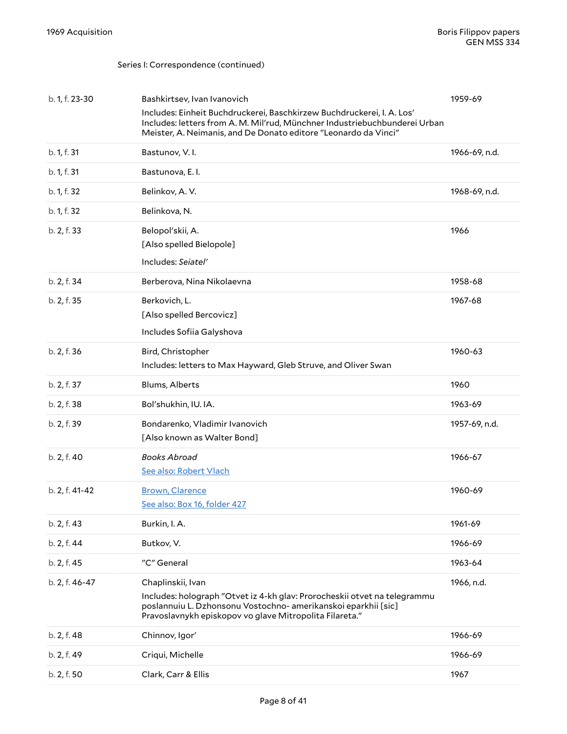Series I: Correspondence (continued)

| | | |
|---|---|---|
| b. 1, f. 23-30 | Bashkirtsev, Ivan Ivanovich<br>Includes: Einheit Buchdruckerei, Baschkirzew Buchdruckerei, I. A. Los'<br>Includes: letters from A. M. Mil'rud, Münchner Industriebuchbunderei Urban Meister, A. Neimanis, and De Donato editore "Leonardo da Vinci" | 1959-69 |
| b. 1, f. 31 | Bastunov, V. I. | 1966-69, n.d. |
| b. 1, f. 31 | Bastunova, E. I. | |
| b. 1, f. 32 | Belinkov, A. V. | 1968-69, n.d. |
| b. 1, f. 32 | Belinkova, N. | |
| b. 2, f. 33 | Belopol'skii, A.<br>[Also spelled Bielopole]<br>Includes: *Seiatel'* | 1966 |
| b. 2, f. 34 | Berberova, Nina Nikolaevna | 1958-68 |
| b. 2, f. 35 | Berkovich, L.<br>[Also spelled Bercovicz]<br>Includes Sofiia Galyshova | 1967-68 |
| b. 2, f. 36 | Bird, Christopher<br>Includes: letters to Max Hayward, Gleb Struve, and Oliver Swan | 1960-63 |
| b. 2, f. 37 | Blums, Alberts | 1960 |
| b. 2, f. 38 | Bol'shukhin, IU. IA. | 1963-69 |
| b. 2, f. 39 | Bondarenko, Vladimir Ivanovich<br>[Also known as Walter Bond] | 1957-69, n.d. |
| b. 2, f. 40 | *Books Abroad*<br>See also: Robert Vlach | 1966-67 |
| b. 2, f. 41-42 | Brown, Clarence<br>See also: Box 16, folder 427 | 1960-69 |
| b. 2, f. 43 | Burkin, I. A. | 1961-69 |
| b. 2, f. 44 | Butkov, V. | 1966-69 |
| b. 2, f. 45 | "C" General | 1963-64 |
| b. 2, f. 46-47 | Chaplinskii, Ivan<br>Includes: holograph "Otvet iz 4-kh glav: Prorocheskii otvet na telegrammu poslannuiu L. Dzhonsonu Vostochno- amerikanskoi eparkhii [sic] Pravoslavnykh episkopov vo glave Mitropolita Filareta." | 1966, n.d. |
| b. 2, f. 48 | Chinnov, Igor' | 1966-69 |
| b. 2, f. 49 | Criqui, Michelle | 1966-69 |
| b. 2, f. 50 | Clark, Carr & Ellis | 1967 |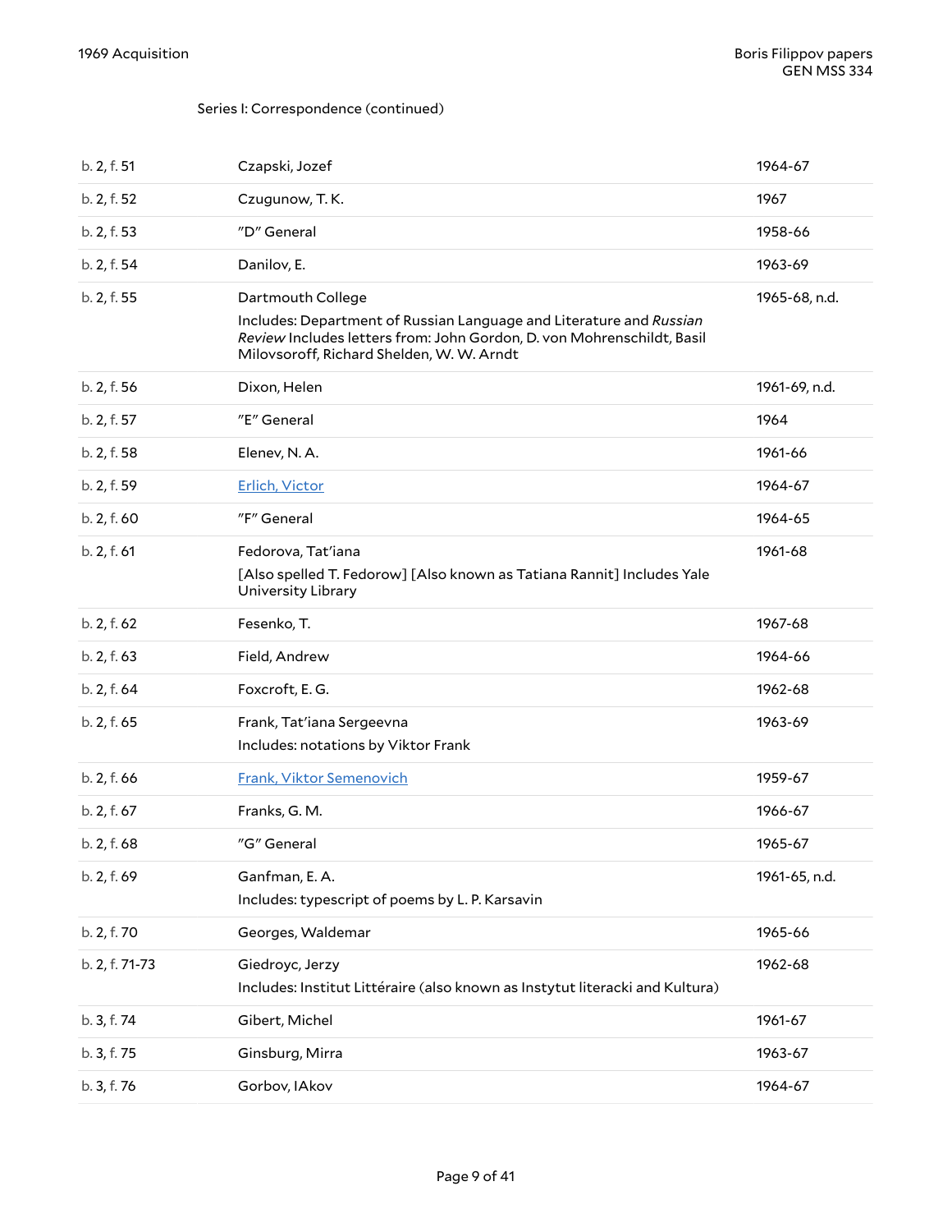Series I: Correspondence (continued)

| | | |
|---|---|---|
| b. 2, f. 51 | Czapski, Jozef | 1964-67 |
| b. 2, f. 52 | Czugunow, T. K. | 1967 |
| b. 2, f. 53 | "D" General | 1958-66 |
| b. 2, f. 54 | Danilov, E. | 1963-69 |
| b. 2, f. 55 | Dartmouth College<br>Includes: Department of Russian Language and Literature and *Russian Review* Includes letters from: John Gordon, D. von Mohrenschildt, Basil Milovsoroff, Richard Shelden, W. W. Arndt | 1965-68, n.d. |
| b. 2, f. 56 | Dixon, Helen | 1961-69, n.d. |
| b. 2, f. 57 | "E" General | 1964 |
| b. 2, f. 58 | Elenev, N. A. | 1961-66 |
| b. 2, f. 59 | Erlich, Victor | 1964-67 |
| b. 2, f. 60 | "F" General | 1964-65 |
| b. 2, f. 61 | Fedorova, Tat'iana<br>[Also spelled T. Fedorow] [Also known as Tatiana Rannit] Includes Yale University Library | 1961-68 |
| b. 2, f. 62 | Fesenko, T. | 1967-68 |
| b. 2, f. 63 | Field, Andrew | 1964-66 |
| b. 2, f. 64 | Foxcroft, E. G. | 1962-68 |
| b. 2, f. 65 | Frank, Tat'iana Sergeevna<br>Includes: notations by Viktor Frank | 1963-69 |
| b. 2, f. 66 | Frank, Viktor Semenovich | 1959-67 |
| b. 2, f. 67 | Franks, G. M. | 1966-67 |
| b. 2, f. 68 | "G" General | 1965-67 |
| b. 2, f. 69 | Ganfman, E. A.<br>Includes: typescript of poems by L. P. Karsavin | 1961-65, n.d. |
| b. 2, f. 70 | Georges, Waldemar | 1965-66 |
| b. 2, f. 71-73 | Giedroyc, Jerzy<br>Includes: Institut Littéraire (also known as Instytut literacki and Kultura) | 1962-68 |
| b. 3, f. 74 | Gibert, Michel | 1961-67 |
| b. 3, f. 75 | Ginsburg, Mirra | 1963-67 |
| b. 3, f. 76 | Gorbov, IAkov | 1964-67 |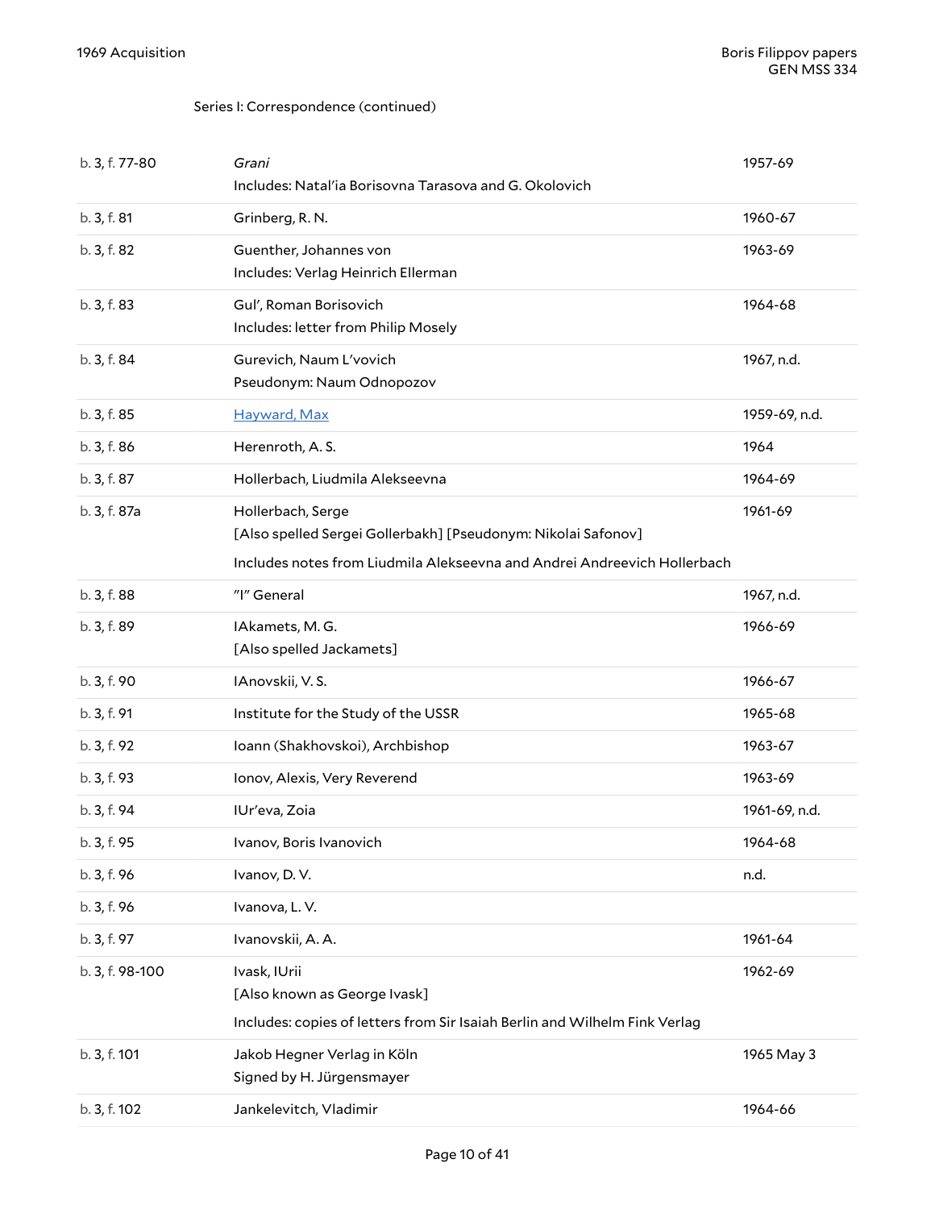Series I: Correspondence (continued)

| | | |
|---|---|---|
| b. 3, f. 77-80 | *Grani*<br>Includes: Natal'ia Borisovna Tarasova and G. Okolovich | 1957-69 |
| b. 3, f. 81 | Grinberg, R. N. | 1960-67 |
| b. 3, f. 82 | Guenther, Johannes von<br>Includes: Verlag Heinrich Ellerman | 1963-69 |
| b. 3, f. 83 | Gul', Roman Borisovich<br>Includes: letter from Philip Mosely | 1964-68 |
| b. 3, f. 84 | Gurevich, Naum L'vovich<br>Pseudonym: Naum Odnopozov | 1967, n.d. |
| b. 3, f. 85 | Hayward, Max | 1959-69, n.d. |
| b. 3, f. 86 | Herenroth, A. S. | 1964 |
| b. 3, f. 87 | Hollerbach, Liudmila Alekseevna | 1964-69 |
| b. 3, f. 87a | Hollerbach, Serge<br>[Also spelled Sergei Gollerbakh] [Pseudonym: Nikolai Safonov]<br>Includes notes from Liudmila Alekseevna and Andrei Andreevich Hollerbach | 1961-69 |
| b. 3, f. 88 | "I" General | 1967, n.d. |
| b. 3, f. 89 | IAkamets, M. G.<br>[Also spelled Jackamets] | 1966-69 |
| b. 3, f. 90 | IAnovskii, V. S. | 1966-67 |
| b. 3, f. 91 | Institute for the Study of the USSR | 1965-68 |
| b. 3, f. 92 | Ioann (Shakhovskoi), Archbishop | 1963-67 |
| b. 3, f. 93 | Ionov, Alexis, Very Reverend | 1963-69 |
| b. 3, f. 94 | IUr'eva, Zoia | 1961-69, n.d. |
| b. 3, f. 95 | Ivanov, Boris Ivanovich | 1964-68 |
| b. 3, f. 96 | Ivanov, D. V. | n.d. |
| b. 3, f. 96 | Ivanova, L. V. | |
| b. 3, f. 97 | Ivanovskii, A. A. | 1961-64 |
| b. 3, f. 98-100 | Ivask, IUrii<br>[Also known as George Ivask]<br>Includes: copies of letters from Sir Isaiah Berlin and Wilhelm Fink Verlag | 1962-69 |
| b. 3, f. 101 | Jakob Hegner Verlag in Köln<br>Signed by H. Jürgensmayer | 1965 May 3 |
| b. 3, f. 102 | Jankelevitch, Vladimir | 1964-66 |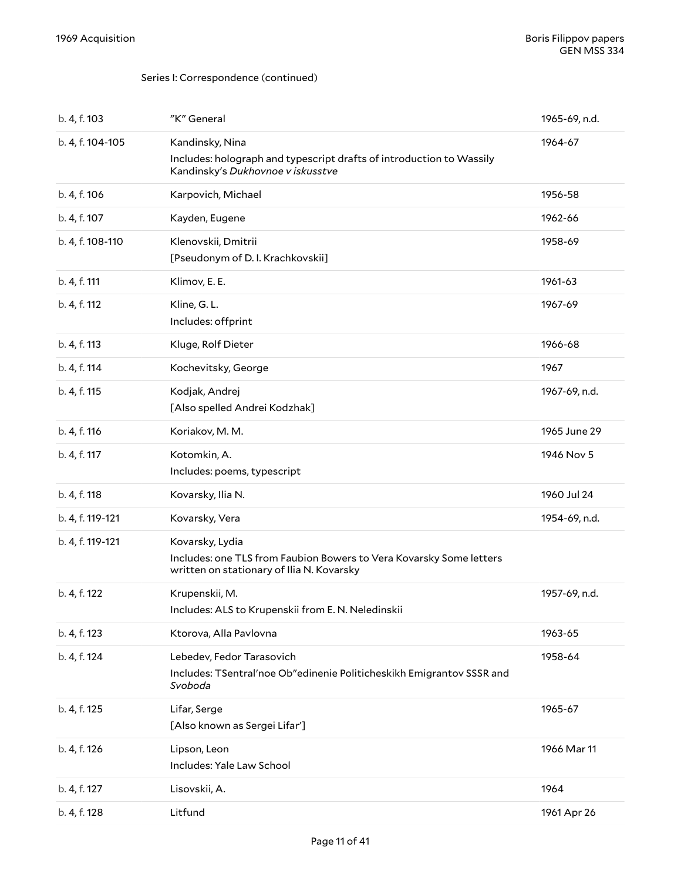Series I: Correspondence (continued)

| | | |
|---|---|---|
| b. 4, f. 103 | "K" General | 1965-69, n.d. |
| b. 4, f. 104-105 | Kandinsky, Nina<br>Includes: holograph and typescript drafts of introduction to Wassily Kandinsky's *Dukhovnoe v iskusstve* | 1964-67 |
| b. 4, f. 106 | Karpovich, Michael | 1956-58 |
| b. 4, f. 107 | Kayden, Eugene | 1962-66 |
| b. 4, f. 108-110 | Klenovskii, Dmitrii<br>[Pseudonym of D. I. Krachkovskii] | 1958-69 |
| b. 4, f. 111 | Klimov, E. E. | 1961-63 |
| b. 4, f. 112 | Kline, G. L.<br>Includes: offprint | 1967-69 |
| b. 4, f. 113 | Kluge, Rolf Dieter | 1966-68 |
| b. 4, f. 114 | Kochevitsky, George | 1967 |
| b. 4, f. 115 | Kodjak, Andrej<br>[Also spelled Andrei Kodzhak] | 1967-69, n.d. |
| b. 4, f. 116 | Koriakov, M. M. | 1965 June 29 |
| b. 4, f. 117 | Kotomkin, A.<br>Includes: poems, typescript | 1946 Nov 5 |
| b. 4, f. 118 | Kovarsky, Ilia N. | 1960 Jul 24 |
| b. 4, f. 119-121 | Kovarsky, Vera | 1954-69, n.d. |
| b. 4, f. 119-121 | Kovarsky, Lydia<br>Includes: one TLS from Faubion Bowers to Vera Kovarsky Some letters written on stationary of Ilia N. Kovarsky | |
| b. 4, f. 122 | Krupenskii, M.<br>Includes: ALS to Krupenskii from E. N. Neledinskii | 1957-69, n.d. |
| b. 4, f. 123 | Ktorova, Alla Pavlovna | 1963-65 |
| b. 4, f. 124 | Lebedev, Fedor Tarasovich<br>Includes: TSentral'noe Ob"edinenie Politicheskikh Emigrantov SSSR and *Svoboda* | 1958-64 |
| b. 4, f. 125 | Lifar, Serge<br>[Also known as Sergei Lifar'] | 1965-67 |
| b. 4, f. 126 | Lipson, Leon<br>Includes: Yale Law School | 1966 Mar 11 |
| b. 4, f. 127 | Lisovskii, A. | 1964 |
| b. 4, f. 128 | Litfund | 1961 Apr 26 |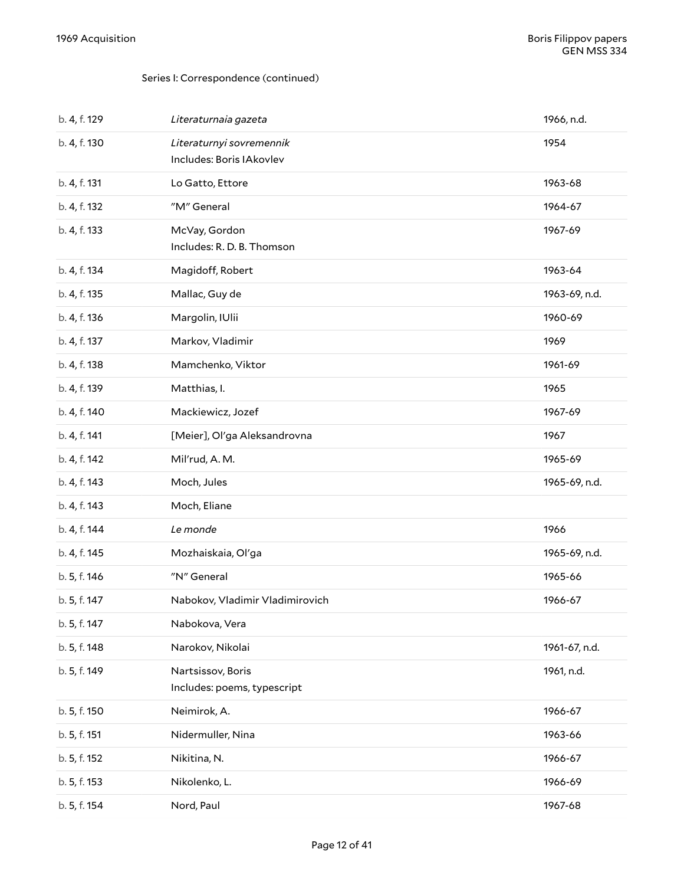Series I: Correspondence (continued)

| | | |
|---|---|---|
| b. 4, f. 129 | *Literaturnaia gazeta* | 1966, n.d. |
| b. 4, f. 130 | *Literaturnyi sovremennik*<br>Includes: Boris IAkovlev | 1954 |
| b. 4, f. 131 | Lo Gatto, Ettore | 1963-68 |
| b. 4, f. 132 | "M" General | 1964-67 |
| b. 4, f. 133 | McVay, Gordon<br>Includes: R. D. B. Thomson | 1967-69 |
| b. 4, f. 134 | Magidoff, Robert | 1963-64 |
| b. 4, f. 135 | Mallac, Guy de | 1963-69, n.d. |
| b. 4, f. 136 | Margolin, IUlii | 1960-69 |
| b. 4, f. 137 | Markov, Vladimir | 1969 |
| b. 4, f. 138 | Mamchenko, Viktor | 1961-69 |
| b. 4, f. 139 | Matthias, I. | 1965 |
| b. 4, f. 140 | Mackiewicz, Jozef | 1967-69 |
| b. 4, f. 141 | [Meier], Ol'ga Aleksandrovna | 1967 |
| b. 4, f. 142 | Mil'rud, A. M. | 1965-69 |
| b. 4, f. 143 | Moch, Jules | 1965-69, n.d. |
| b. 4, f. 143 | Moch, Eliane | |
| b. 4, f. 144 | *Le monde* | 1966 |
| b. 4, f. 145 | Mozhaiskaia, Ol'ga | 1965-69, n.d. |
| b. 5, f. 146 | "N" General | 1965-66 |
| b. 5, f. 147 | Nabokov, Vladimir Vladimirovich | 1966-67 |
| b. 5, f. 147 | Nabokova, Vera | |
| b. 5, f. 148 | Narokov, Nikolai | 1961-67, n.d. |
| b. 5, f. 149 | Nartsissov, Boris<br>Includes: poems, typescript | 1961, n.d. |
| b. 5, f. 150 | Neimirok, A. | 1966-67 |
| b. 5, f. 151 | Nidermuller, Nina | 1963-66 |
| b. 5, f. 152 | Nikitina, N. | 1966-67 |
| b. 5, f. 153 | Nikolenko, L. | 1966-69 |
| b. 5, f. 154 | Nord, Paul | 1967-68 |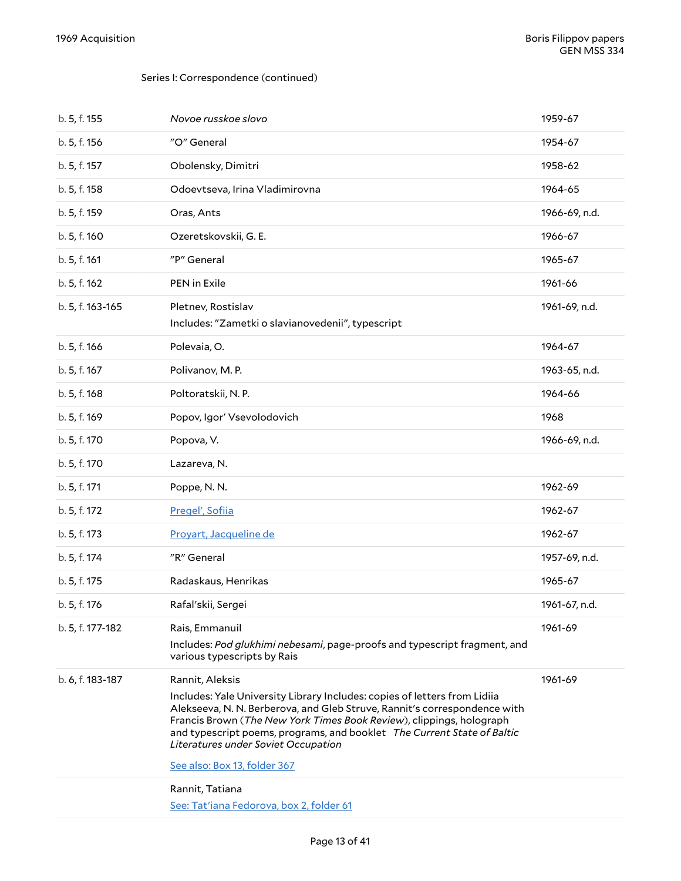Series I: Correspondence (continued)

| | | |
|---|---|---|
| b. 5, f. 155 | *Novoe russkoe slovo* | 1959-67 |
| b. 5, f. 156 | "O" General | 1954-67 |
| b. 5, f. 157 | Obolensky, Dimitri | 1958-62 |
| b. 5, f. 158 | Odoevtseva, Irina Vladimirovna | 1964-65 |
| b. 5, f. 159 | Oras, Ants | 1966-69, n.d. |
| b. 5, f. 160 | Ozeretskovskii, G. E. | 1966-67 |
| b. 5, f. 161 | "P" General | 1965-67 |
| b. 5, f. 162 | PEN in Exile | 1961-66 |
| b. 5, f. 163-165 | Pletnev, Rostislav<br>Includes: "Zametki o slavianovedenii", typescript | 1961-69, n.d. |
| b. 5, f. 166 | Polevaia, O. | 1964-67 |
| b. 5, f. 167 | Polivanov, M. P. | 1963-65, n.d. |
| b. 5, f. 168 | Poltoratskii, N. P. | 1964-66 |
| b. 5, f. 169 | Popov, Igor' Vsevolodovich | 1968 |
| b. 5, f. 170 | Popova, V. | 1966-69, n.d. |
| b. 5, f. 170 | Lazareva, N. | |
| b. 5, f. 171 | Poppe, N. N. | 1962-69 |
| b. 5, f. 172 | Pregel', Sofiia | 1962-67 |
| b. 5, f. 173 | Proyart, Jacqueline de | 1962-67 |
| b. 5, f. 174 | "R" General | 1957-69, n.d. |
| b. 5, f. 175 | Radaskaus, Henrikas | 1965-67 |
| b. 5, f. 176 | Rafal'skii, Sergei | 1961-67, n.d. |
| b. 5, f. 177-182 | Rais, Emmanuil<br>Includes: *Pod glukhimi nebesami*, page-proofs and typescript fragment, and various typescripts by Rais | 1961-69 |
| b. 6, f. 183-187 | Rannit, Aleksis<br>Includes: Yale University Library Includes: copies of letters from Lidiia Alekseeva, N. N. Berberova, and Gleb Struve, Rannit's correspondence with Francis Brown (*The New York Times Book Review*), clippings, holograph and typescript poems, programs, and booklet *The Current State of Baltic Literatures under Soviet Occupation*<br>See also: Box 13, folder 367 | 1961-69 |
| | Rannit, Tatiana<br>See: Tat'iana Fedorova, box 2, folder 61 | |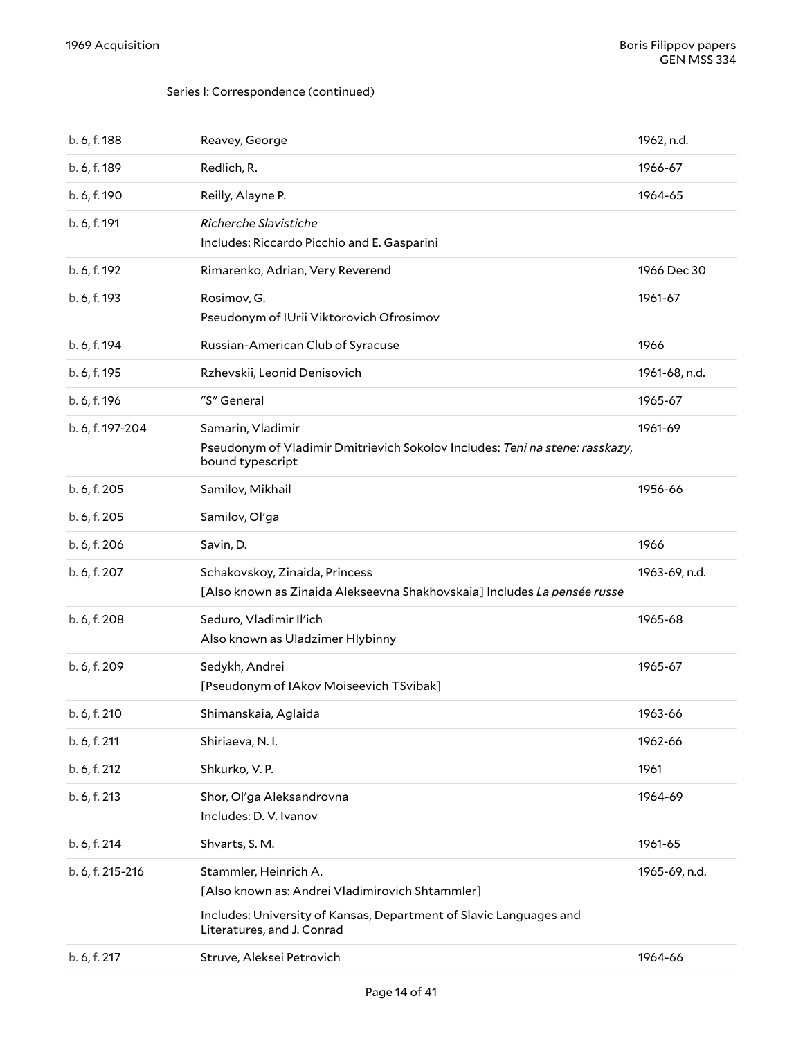Series I: Correspondence (continued)

| | | |
|---|---|---|
| b. 6, f. 188 | Reavey, George | 1962, n.d. |
| b. 6, f. 189 | Redlich, R. | 1966-67 |
| b. 6, f. 190 | Reilly, Alayne P. | 1964-65 |
| b. 6, f. 191 | *Richerche Slavistiche*<br>Includes: Riccardo Picchio and E. Gasparini | |
| b. 6, f. 192 | Rimarenko, Adrian, Very Reverend | 1966 Dec 30 |
| b. 6, f. 193 | Rosimov, G.<br>Pseudonym of IUrii Viktorovich Ofrosimov | 1961-67 |
| b. 6, f. 194 | Russian-American Club of Syracuse | 1966 |
| b. 6, f. 195 | Rzhevskii, Leonid Denisovich | 1961-68, n.d. |
| b. 6, f. 196 | "S" General | 1965-67 |
| b. 6, f. 197-204 | Samarin, Vladimir<br>Pseudonym of Vladimir Dmitrievich Sokolov Includes: *Teni na stene: rasskazy*, bound typescript | 1961-69 |
| b. 6, f. 205 | Samilov, Mikhail | 1956-66 |
| b. 6, f. 205 | Samilov, Ol'ga | |
| b. 6, f. 206 | Savin, D. | 1966 |
| b. 6, f. 207 | Schakovskoy, Zinaida, Princess<br>[Also known as Zinaida Alekseevna Shakhovskaia] Includes *La pensée russe* | 1963-69, n.d. |
| b. 6, f. 208 | Seduro, Vladimir Il'ich<br>Also known as Uladzimer Hlybinny | 1965-68 |
| b. 6, f. 209 | Sedykh, Andrei<br>[Pseudonym of IAkov Moiseevich TSvibak] | 1965-67 |
| b. 6, f. 210 | Shimanskaia, Aglaida | 1963-66 |
| b. 6, f. 211 | Shiriaeva, N. I. | 1962-66 |
| b. 6, f. 212 | Shkurko, V. P. | 1961 |
| b. 6, f. 213 | Shor, Ol'ga Aleksandrovna<br>Includes: D. V. Ivanov | 1964-69 |
| b. 6, f. 214 | Shvarts, S. M. | 1961-65 |
| b. 6, f. 215-216 | Stammler, Heinrich A.<br>[Also known as: Andrei Vladimirovich Shtammler]<br>Includes: University of Kansas, Department of Slavic Languages and Literatures, and J. Conrad | 1965-69, n.d. |
| b. 6, f. 217 | Struve, Aleksei Petrovich | 1964-66 |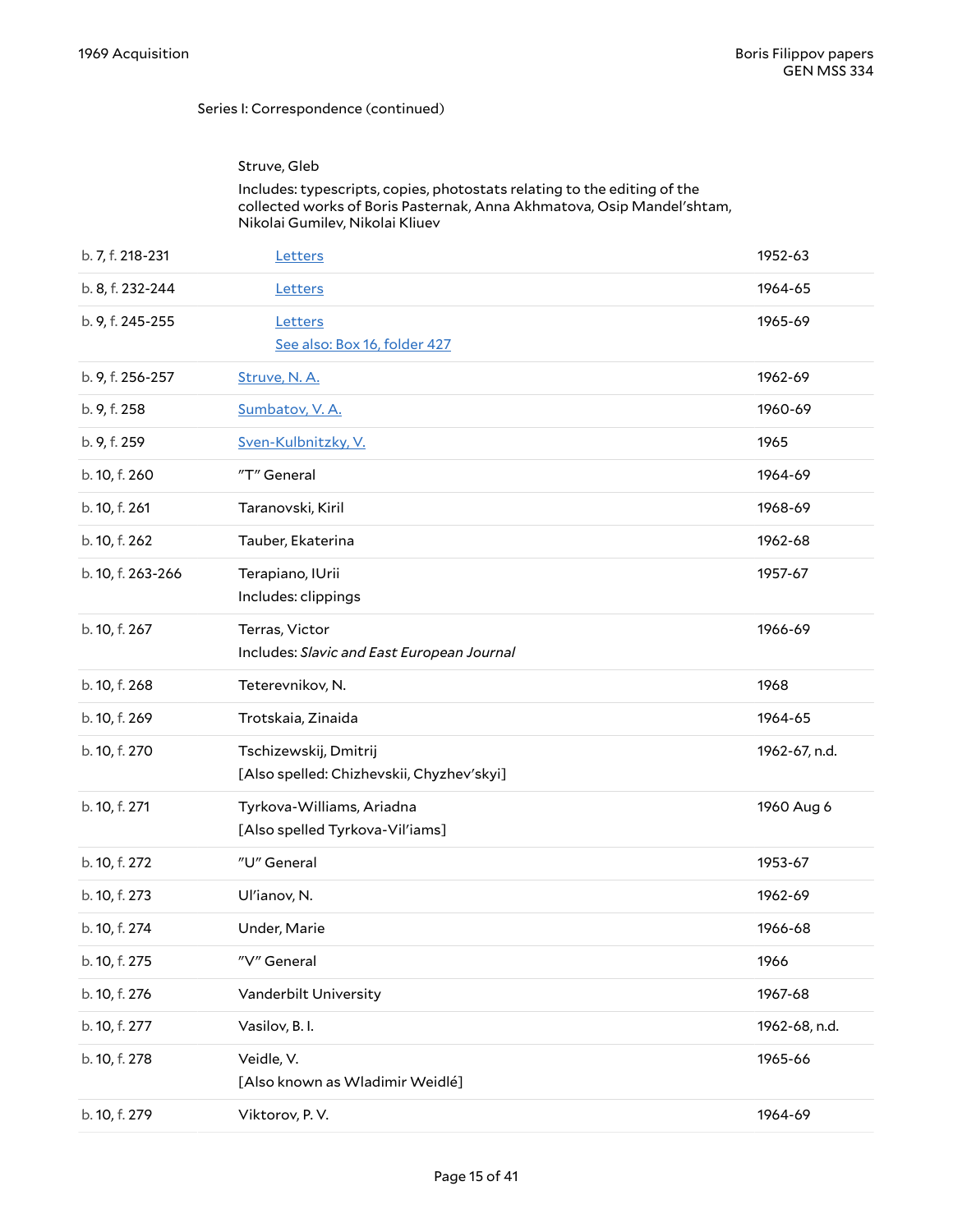Series I: Correspondence (continued)

| Location | Description | Date |
|---|---|---|
| | Struve, Gleb<br>Includes: typescripts, copies, photostats relating to the editing of the collected works of Boris Pasternak, Anna Akhmatova, Osip Mandel'shtam, Nikolai Gumilev, Nikolai Kliuev | |
| b. 7, f. 218-231 | Letters | 1952-63 |
| b. 8, f. 232-244 | Letters | 1964-65 |
| b. 9, f. 245-255 | Letters<br>See also: Box 16, folder 427 | 1965-69 |
| b. 9, f. 256-257 | Struve, N. A. | 1962-69 |
| b. 9, f. 258 | Sumbatov, V. A. | 1960-69 |
| b. 9, f. 259 | Sven-Kulbnitzky, V. | 1965 |
| b. 10, f. 260 | "T" General | 1964-69 |
| b. 10, f. 261 | Taranovski, Kiril | 1968-69 |
| b. 10, f. 262 | Tauber, Ekaterina | 1962-68 |
| b. 10, f. 263-266 | Terapiano, IUrii<br>Includes: clippings | 1957-67 |
| b. 10, f. 267 | Terras, Victor<br>Includes: *Slavic and East European Journal* | 1966-69 |
| b. 10, f. 268 | Teterevnikov, N. | 1968 |
| b. 10, f. 269 | Trotskaia, Zinaida | 1964-65 |
| b. 10, f. 270 | Tschizewskij, Dmitrij<br>[Also spelled: Chizhevskii, Chyzhev'skyi] | 1962-67, n.d. |
| b. 10, f. 271 | Tyrkova-Williams, Ariadna<br>[Also spelled Tyrkova-Vil'iams] | 1960 Aug 6 |
| b. 10, f. 272 | "U" General | 1953-67 |
| b. 10, f. 273 | Ul'ianov, N. | 1962-69 |
| b. 10, f. 274 | Under, Marie | 1966-68 |
| b. 10, f. 275 | "V" General | 1966 |
| b. 10, f. 276 | Vanderbilt University | 1967-68 |
| b. 10, f. 277 | Vasilov, B. I. | 1962-68, n.d. |
| b. 10, f. 278 | Veidle, V.<br>[Also known as Wladimir Weidlé] | 1965-66 |
| b. 10, f. 279 | Viktorov, P. V. | 1964-69 |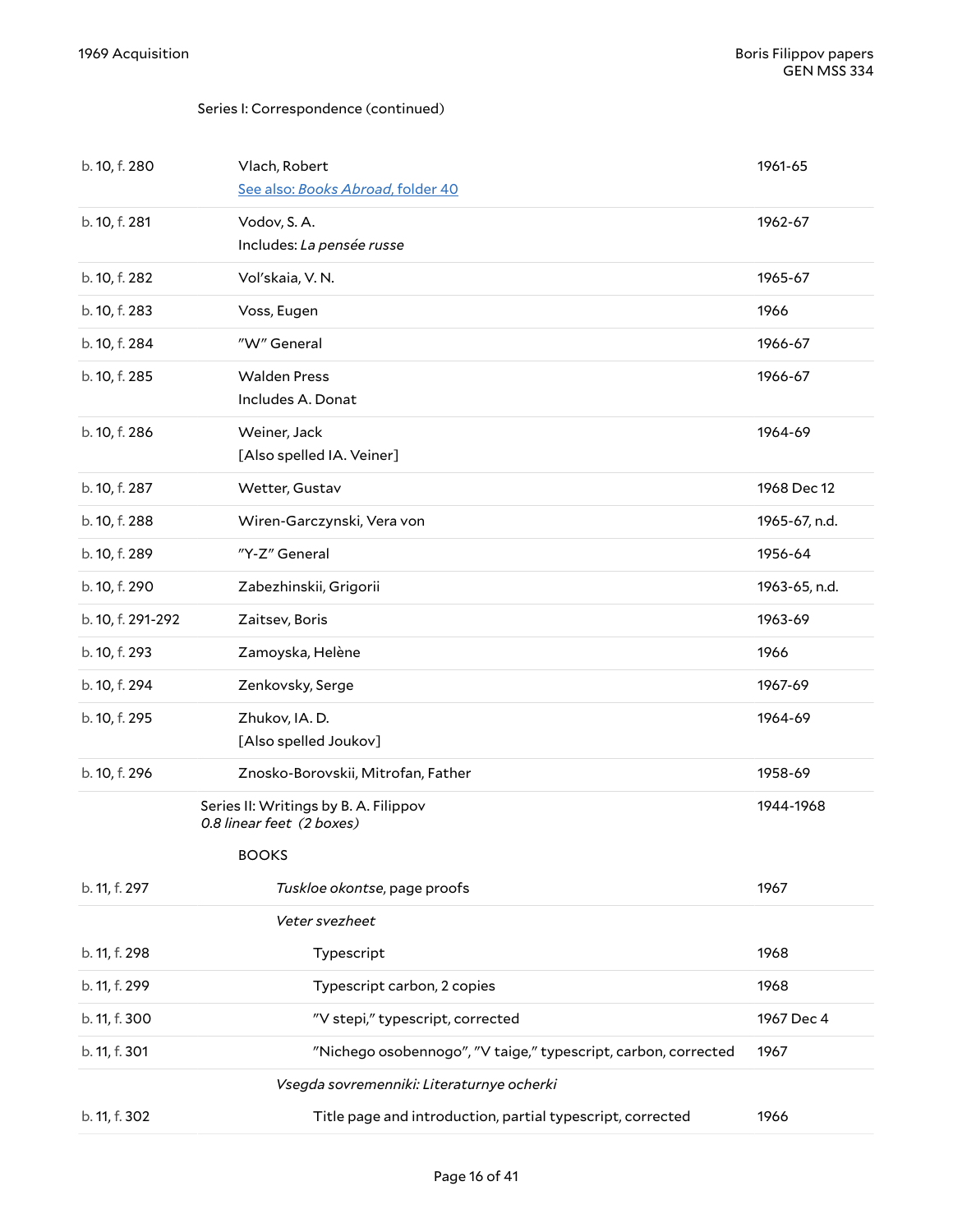Series I: Correspondence (continued)

| | | |
|---|---|---|
| b. 10, f. 280 | Vlach, Robert<br>See also: *Books Abroad*, folder 40 | 1961-65 |
| b. 10, f. 281 | Vodov, S. A.<br>Includes: *La pensée russe* | 1962-67 |
| b. 10, f. 282 | Vol'skaia, V. N. | 1965-67 |
| b. 10, f. 283 | Voss, Eugen | 1966 |
| b. 10, f. 284 | "W" General | 1966-67 |
| b. 10, f. 285 | Walden Press<br>Includes A. Donat | 1966-67 |
| b. 10, f. 286 | Weiner, Jack<br>[Also spelled IA. Veiner] | 1964-69 |
| b. 10, f. 287 | Wetter, Gustav | 1968 Dec 12 |
| b. 10, f. 288 | Wiren-Garczynski, Vera von | 1965-67, n.d. |
| b. 10, f. 289 | "Y-Z" General | 1956-64 |
| b. 10, f. 290 | Zabezhinskii, Grigorii | 1963-65, n.d. |
| b. 10, f. 291-292 | Zaitsev, Boris | 1963-69 |
| b. 10, f. 293 | Zamoyska, Helène | 1966 |
| b. 10, f. 294 | Zenkovsky, Serge | 1967-69 |
| b. 10, f. 295 | Zhukov, IA. D.<br>[Also spelled Joukov] | 1964-69 |
| b. 10, f. 296 | Znosko-Borovskii, Mitrofan, Father | 1958-69 |

## Series II: Writings by B. A. Filippov

*0.8 linear feet (2 boxes)* — 1944-1968

### BOOKS

| | | |
|---|---|---|
| b. 11, f. 297 | *Tuskloe okontse*, page proofs | 1967 |
| | *Veter svezheet* | |
| b. 11, f. 298 | Typescript | 1968 |
| b. 11, f. 299 | Typescript carbon, 2 copies | 1968 |
| b. 11, f. 300 | "V stepi," typescript, corrected | 1967 Dec 4 |
| b. 11, f. 301 | "Nichego osobennogo", "V taige," typescript, carbon, corrected | 1967 |
| | *Vsegda sovremenniki: Literaturnye ocherki* | |
| b. 11, f. 302 | Title page and introduction, partial typescript, corrected | 1966 |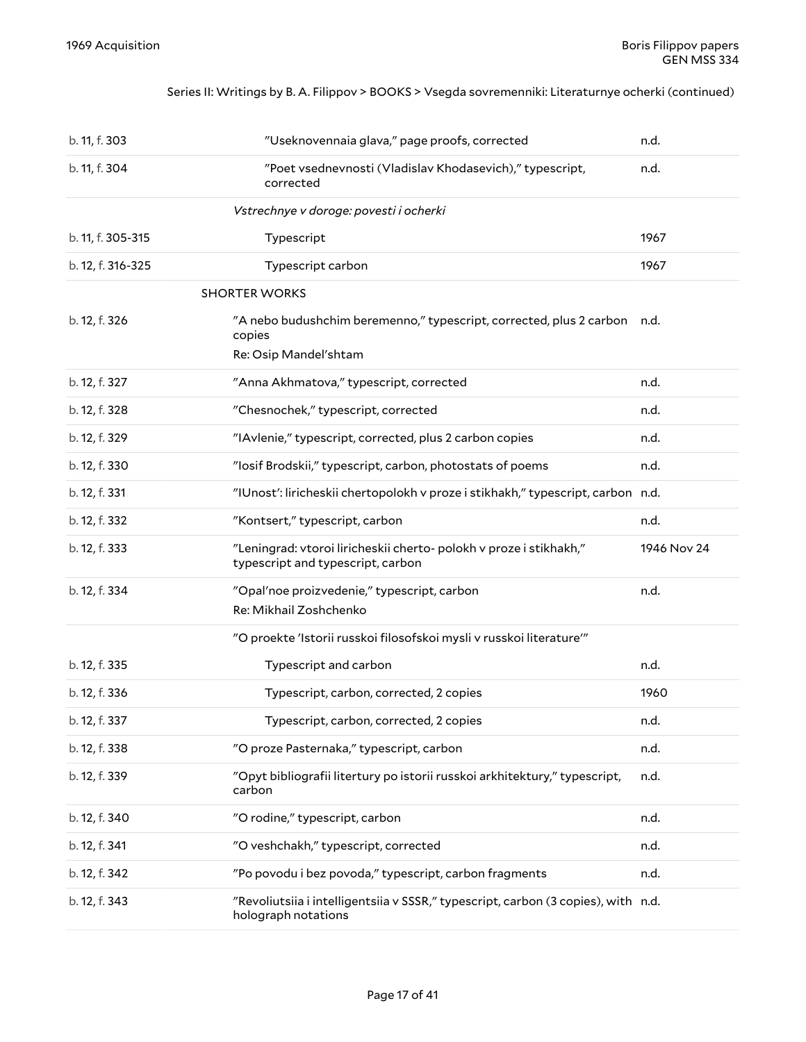Series II: Writings by B. A. Filippov > BOOKS > Vsegda sovremenniki: Literaturnye ocherki (continued)

| Location | Description | Date |
| --- | --- | --- |
| b. 11, f. 303 | "Useknovennaia glava," page proofs, corrected | n.d. |
| b. 11, f. 304 | "Poet vsednevnosti (Vladislav Khodasevich)," typescript, corrected | n.d. |
| | *Vstrechnye v doroge: povesti i ocherki* | |
| b. 11, f. 305-315 | Typescript | 1967 |
| b. 12, f. 316-325 | Typescript carbon | 1967 |
| | SHORTER WORKS | |
| b. 12, f. 326 | "A nebo budushchim beremenno," typescript, corrected, plus 2 carbon copies<br>Re: Osip Mandel'shtam | n.d. |
| b. 12, f. 327 | "Anna Akhmatova," typescript, corrected | n.d. |
| b. 12, f. 328 | "Chesnochek," typescript, corrected | n.d. |
| b. 12, f. 329 | "IAvlenie," typescript, corrected, plus 2 carbon copies | n.d. |
| b. 12, f. 330 | "Iosif Brodskii," typescript, carbon, photostats of poems | n.d. |
| b. 12, f. 331 | "IUnost': liricheskii chertopolokh v proze i stikhakh," typescript, carbon | n.d. |
| b. 12, f. 332 | "Kontsert," typescript, carbon | n.d. |
| b. 12, f. 333 | "Leningrad: vtoroi liricheskii cherto- polokh v proze i stikhakh," typescript and typescript, carbon | 1946 Nov 24 |
| b. 12, f. 334 | "Opal'noe proizvedenie," typescript, carbon<br>Re: Mikhail Zoshchenko | n.d. |
| | "O proekte 'Istorii russkoi filosofskoi mysli v russkoi literature'" | |
| b. 12, f. 335 | Typescript and carbon | n.d. |
| b. 12, f. 336 | Typescript, carbon, corrected, 2 copies | 1960 |
| b. 12, f. 337 | Typescript, carbon, corrected, 2 copies | n.d. |
| b. 12, f. 338 | "O proze Pasternaka," typescript, carbon | n.d. |
| b. 12, f. 339 | "Opyt bibliografii litertury po istorii russkoi arkhitektury," typescript, carbon | n.d. |
| b. 12, f. 340 | "O rodine," typescript, carbon | n.d. |
| b. 12, f. 341 | "O veshchakh," typescript, corrected | n.d. |
| b. 12, f. 342 | "Po povodu i bez povoda," typescript, carbon fragments | n.d. |
| b. 12, f. 343 | "Revoliutsiia i intelligentsiia v SSSR," typescript, carbon (3 copies), with holograph notations | n.d. |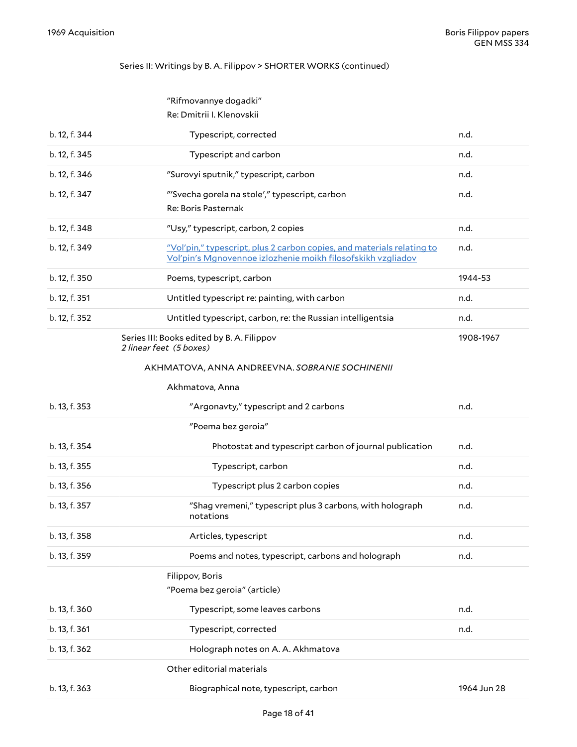Series II: Writings by B. A. Filippov > SHORTER WORKS (continued)

| Location | Description | Date |
| --- | --- | --- |
| | "Rifmovannye dogadki" Re: Dmitrii I. Klenovskii | |
| b. 12, f. 344 | Typescript, corrected | n.d. |
| b. 12, f. 345 | Typescript and carbon | n.d. |
| b. 12, f. 346 | "Surovyi sputnik," typescript, carbon | n.d. |
| b. 12, f. 347 | "'Svecha gorela na stole'," typescript, carbon Re: Boris Pasternak | n.d. |
| b. 12, f. 348 | "Usy," typescript, carbon, 2 copies | n.d. |
| b. 12, f. 349 | "Vol'pin," typescript, plus 2 carbon copies, and materials relating to Vol'pin's Mgnovennoe izlozhenie moikh filosofskikh vzgliadov | n.d. |
| b. 12, f. 350 | Poems, typescript, carbon | 1944-53 |
| b. 12, f. 351 | Untitled typescript re: painting, with carbon | n.d. |
| b. 12, f. 352 | Untitled typescript, carbon, re: the Russian intelligentsia | n.d. |

## Series III: Books edited by B. A. Filippov

*2 linear feet (5 boxes)*

1908-1967

### AKHMATOVA, ANNA ANDREEVNA. *SOBRANIE SOCHINENII*

| Location | Description | Date |
| --- | --- | --- |
| | Akhmatova, Anna | |
| b. 13, f. 353 | "Argonavty," typescript and 2 carbons | n.d. |
| | "Poema bez geroia" | |
| b. 13, f. 354 | Photostat and typescript carbon of journal publication | n.d. |
| b. 13, f. 355 | Typescript, carbon | n.d. |
| b. 13, f. 356 | Typescript plus 2 carbon copies | n.d. |
| b. 13, f. 357 | "Shag vremeni," typescript plus 3 carbons, with holograph notations | n.d. |
| b. 13, f. 358 | Articles, typescript | n.d. |
| b. 13, f. 359 | Poems and notes, typescript, carbons and holograph | n.d. |
| | Filippov, Boris "Poema bez geroia" (article) | |
| b. 13, f. 360 | Typescript, some leaves carbons | n.d. |
| b. 13, f. 361 | Typescript, corrected | n.d. |
| b. 13, f. 362 | Holograph notes on A. A. Akhmatova | |
| | Other editorial materials | |
| b. 13, f. 363 | Biographical note, typescript, carbon | 1964 Jun 28 |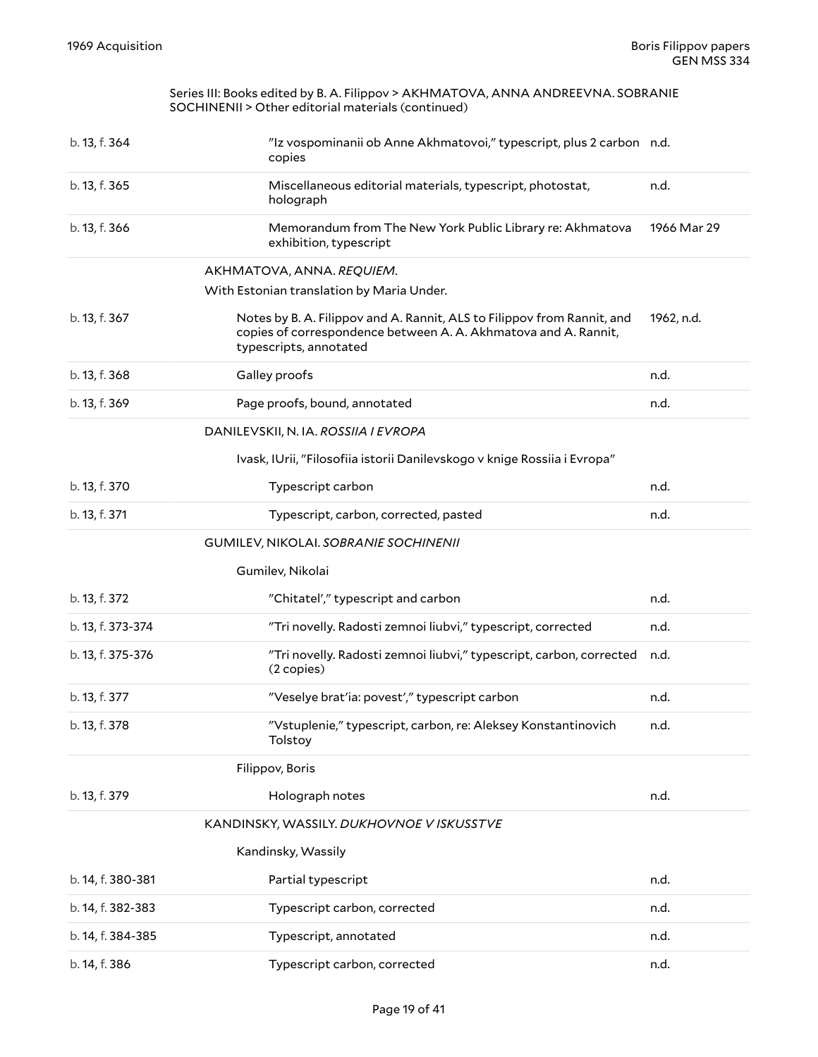Series III: Books edited by B. A. Filippov > AKHMATOVA, ANNA ANDREEVNA. SOBRANIE SOCHINENII > Other editorial materials (continued)

| | | |
|---|---|---|
| b. 13, f. 364 | "Iz vospominanii ob Anne Akhmatovoi," typescript, plus 2 carbon copies | n.d. |
| b. 13, f. 365 | Miscellaneous editorial materials, typescript, photostat, holograph | n.d. |
| b. 13, f. 366 | Memorandum from The New York Public Library re: Akhmatova exhibition, typescript | 1966 Mar 29 |

AKHMATOVA, ANNA. *REQUIEM*.

With Estonian translation by Maria Under.

| | | |
|---|---|---|
| b. 13, f. 367 | Notes by B. A. Filippov and A. Rannit, ALS to Filippov from Rannit, and copies of correspondence between A. A. Akhmatova and A. Rannit, typescripts, annotated | 1962, n.d. |
| b. 13, f. 368 | Galley proofs | n.d. |
| b. 13, f. 369 | Page proofs, bound, annotated | n.d. |

DANILEVSKII, N. IA. *ROSSIIA I EVROPA*

Ivask, IUrii, "Filosofiia istorii Danilevskogo v knige Rossiia i Evropa"

| | | |
|---|---|---|
| b. 13, f. 370 | Typescript carbon | n.d. |
| b. 13, f. 371 | Typescript, carbon, corrected, pasted | n.d. |

GUMILEV, NIKOLAI. *SOBRANIE SOCHINENII*

Gumilev, Nikolai

| | | |
|---|---|---|
| b. 13, f. 372 | "Chitatel'," typescript and carbon | n.d. |
| b. 13, f. 373-374 | "Tri novelly. Radosti zemnoi liubvi," typescript, corrected | n.d. |
| b. 13, f. 375-376 | "Tri novelly. Radosti zemnoi liubvi," typescript, carbon, corrected (2 copies) | n.d. |
| b. 13, f. 377 | "Veselye brat'ia: povest'," typescript carbon | n.d. |
| b. 13, f. 378 | "Vstuplenie," typescript, carbon, re: Aleksey Konstantinovich Tolstoy | n.d. |

Filippov, Boris

| | | |
|---|---|---|
| b. 13, f. 379 | Holograph notes | n.d. |

KANDINSKY, WASSILY. *DUKHOVNOE V ISKUSSTVE*

Kandinsky, Wassily

| | | |
|---|---|---|
| b. 14, f. 380-381 | Partial typescript | n.d. |
| b. 14, f. 382-383 | Typescript carbon, corrected | n.d. |
| b. 14, f. 384-385 | Typescript, annotated | n.d. |
| b. 14, f. 386 | Typescript carbon, corrected | n.d. |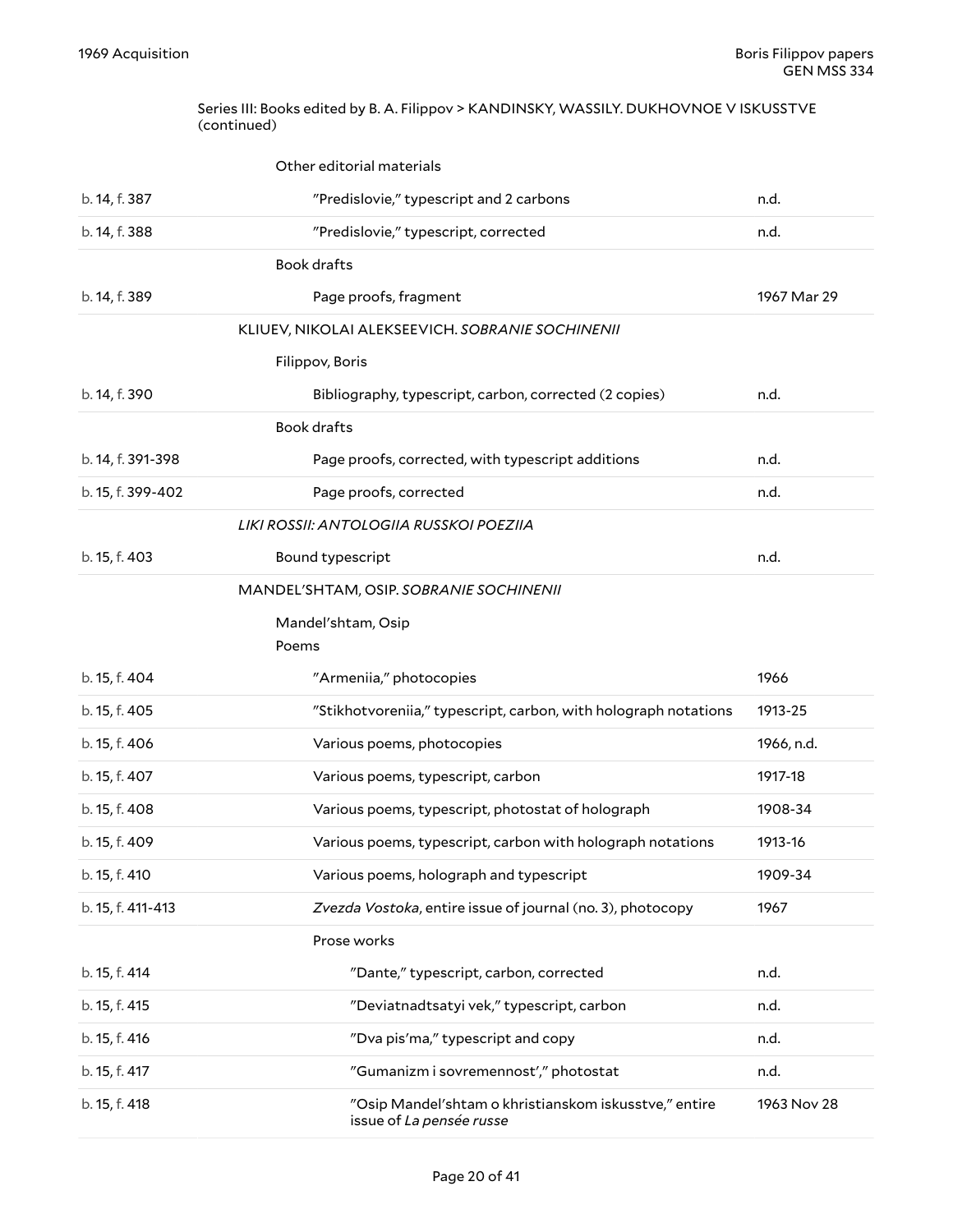Series III: Books edited by B. A. Filippov > KANDINSKY, WASSILY. DUKHOVNOE V ISKUSSTVE (continued)

| Location | Description | Date |
| --- | --- | --- |
| | Other editorial materials | |
| b. 14, f. 387 | "Predislovie," typescript and 2 carbons | n.d. |
| b. 14, f. 388 | "Predislovie," typescript, corrected | n.d. |
| | Book drafts | |
| b. 14, f. 389 | Page proofs, fragment | 1967 Mar 29 |
| | KLIUEV, NIKOLAI ALEKSEEVICH. *SOBRANIE SOCHINENII* | |
| | Filippov, Boris | |
| b. 14, f. 390 | Bibliography, typescript, carbon, corrected (2 copies) | n.d. |
| | Book drafts | |
| b. 14, f. 391-398 | Page proofs, corrected, with typescript additions | n.d. |
| b. 15, f. 399-402 | Page proofs, corrected | n.d. |
| | *LIKI ROSSII: ANTOLOGIIA RUSSKOI POEZIIA* | |
| b. 15, f. 403 | Bound typescript | n.d. |
| | MANDEL'SHTAM, OSIP. *SOBRANIE SOCHINENII* | |
| | Mandel'shtam, Osip | |
| | Poems | |
| b. 15, f. 404 | "Armeniia," photocopies | 1966 |
| b. 15, f. 405 | "Stikhotvoreniia," typescript, carbon, with holograph notations | 1913-25 |
| b. 15, f. 406 | Various poems, photocopies | 1966, n.d. |
| b. 15, f. 407 | Various poems, typescript, carbon | 1917-18 |
| b. 15, f. 408 | Various poems, typescript, photostat of holograph | 1908-34 |
| b. 15, f. 409 | Various poems, typescript, carbon with holograph notations | 1913-16 |
| b. 15, f. 410 | Various poems, holograph and typescript | 1909-34 |
| b. 15, f. 411-413 | *Zvezda Vostoka*, entire issue of journal (no. 3), photocopy | 1967 |
| | Prose works | |
| b. 15, f. 414 | "Dante," typescript, carbon, corrected | n.d. |
| b. 15, f. 415 | "Deviatnadtsatyi vek," typescript, carbon | n.d. |
| b. 15, f. 416 | "Dva pis'ma," typescript and copy | n.d. |
| b. 15, f. 417 | "Gumanizm i sovremennost'," photostat | n.d. |
| b. 15, f. 418 | "Osip Mandel'shtam o khristianskom iskusstve," entire issue of *La pensée russe* | 1963 Nov 28 |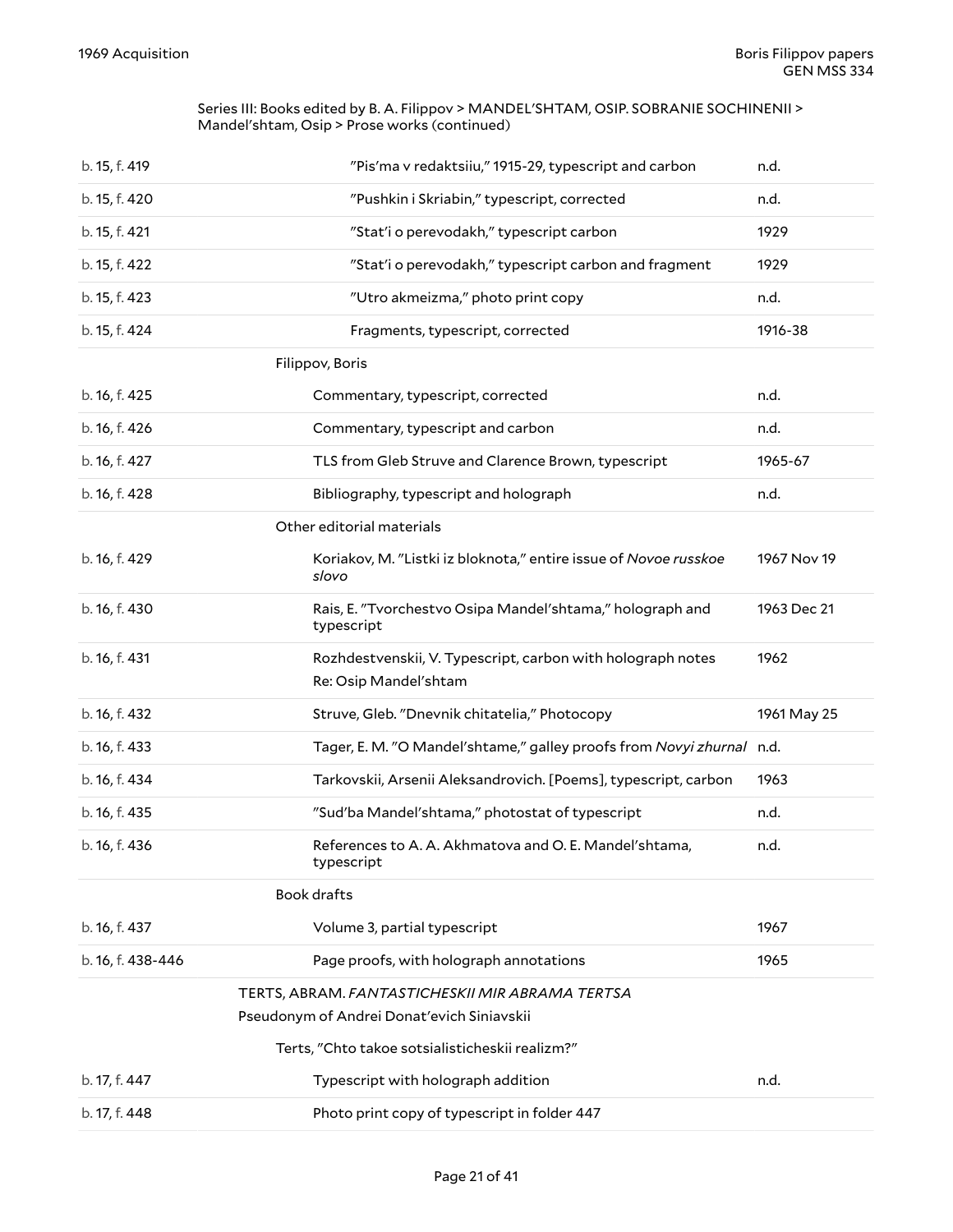Series III: Books edited by B. A. Filippov > MANDEL'SHTAM, OSIP. SOBRANIE SOCHINENII > Mandel'shtam, Osip > Prose works (continued)

| | | |
|---|---|---|
| b. 15, f. 419 | "Pis'ma v redaktsiiu," 1915-29, typescript and carbon | n.d. |
| b. 15, f. 420 | "Pushkin i Skriabin," typescript, corrected | n.d. |
| b. 15, f. 421 | "Stat'i o perevodakh," typescript carbon | 1929 |
| b. 15, f. 422 | "Stat'i o perevodakh," typescript carbon and fragment | 1929 |
| b. 15, f. 423 | "Utro akmeizma," photo print copy | n.d. |
| b. 15, f. 424 | Fragments, typescript, corrected | 1916-38 |
| | **Filippov, Boris** | |
| b. 16, f. 425 | Commentary, typescript, corrected | n.d. |
| b. 16, f. 426 | Commentary, typescript and carbon | n.d. |
| b. 16, f. 427 | TLS from Gleb Struve and Clarence Brown, typescript | 1965-67 |
| b. 16, f. 428 | Bibliography, typescript and holograph | n.d. |
| | **Other editorial materials** | |
| b. 16, f. 429 | Koriakov, M. "Listki iz bloknota," entire issue of *Novoe russkoe slovo* | 1967 Nov 19 |
| b. 16, f. 430 | Rais, E. "Tvorchestvo Osipa Mandel'shtama," holograph and typescript | 1963 Dec 21 |
| b. 16, f. 431 | Rozhdestvenskii, V. Typescript, carbon with holograph notes Re: Osip Mandel'shtam | 1962 |
| b. 16, f. 432 | Struve, Gleb. "Dnevnik chitatelia," Photocopy | 1961 May 25 |
| b. 16, f. 433 | Tager, E. M. "O Mandel'shtame," galley proofs from *Novyi zhurnal* | n.d. |
| b. 16, f. 434 | Tarkovskii, Arsenii Aleksandrovich. [Poems], typescript, carbon | 1963 |
| b. 16, f. 435 | "Sud'ba Mandel'shtama," photostat of typescript | n.d. |
| b. 16, f. 436 | References to A. A. Akhmatova and O. E. Mandel'shtama, typescript | n.d. |
| | **Book drafts** | |
| b. 16, f. 437 | Volume 3, partial typescript | 1967 |
| b. 16, f. 438-446 | Page proofs, with holograph annotations | 1965 |
| | **TERTS, ABRAM. *FANTASTICHESKII MIR ABRAMA TERTSA*** Pseudonym of Andrei Donat'evich Siniavskii | |
| | **Terts, "Chto takoe sotsialisticheskii realizm?"** | |
| b. 17, f. 447 | Typescript with holograph addition | n.d. |
| b. 17, f. 448 | Photo print copy of typescript in folder 447 | |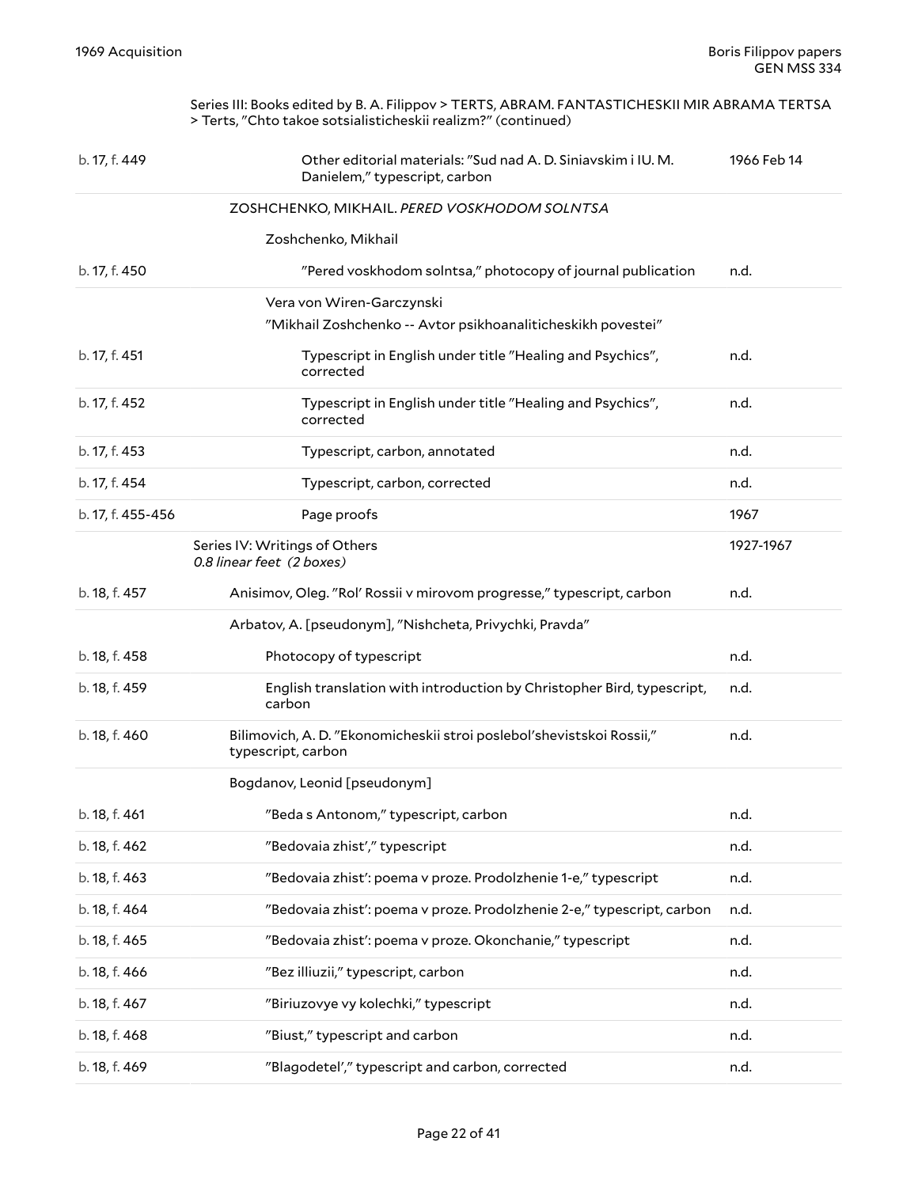Series III: Books edited by B. A. Filippov > TERTS, ABRAM. FANTASTICHESKII MIR ABRAMA TERTSA > Terts, "Chto takoe sotsialisticheskii realizm?" (continued)

| Location | Description | Date |
| --- | --- | --- |
| b. 17, f. 449 | Other editorial materials: "Sud nad A. D. Siniavskim i IU. M. Danielem," typescript, carbon | 1966 Feb 14 |
| | ZOSHCHENKO, MIKHAIL. *PERED VOSKHODOM SOLNTSA* | |
| | Zoshchenko, Mikhail | |
| b. 17, f. 450 | "Pered voskhodom solntsa," photocopy of journal publication | n.d. |
| | Vera von Wiren-Garczynski | |
| | "Mikhail Zoshchenko -- Avtor psikhoanaliticheskikh povestei" | |
| b. 17, f. 451 | Typescript in English under title "Healing and Psychics", corrected | n.d. |
| b. 17, f. 452 | Typescript in English under title "Healing and Psychics", corrected | n.d. |
| b. 17, f. 453 | Typescript, carbon, annotated | n.d. |
| b. 17, f. 454 | Typescript, carbon, corrected | n.d. |
| b. 17, f. 455-456 | Page proofs | 1967 |
| | Series IV: Writings of Others *0.8 linear feet (2 boxes)* | 1927-1967 |
| b. 18, f. 457 | Anisimov, Oleg. "Rol' Rossii v mirovom progresse," typescript, carbon | n.d. |
| | Arbatov, A. [pseudonym], "Nishcheta, Privychki, Pravda" | |
| b. 18, f. 458 | Photocopy of typescript | n.d. |
| b. 18, f. 459 | English translation with introduction by Christopher Bird, typescript, carbon | n.d. |
| b. 18, f. 460 | Bilimovich, A. D. "Ekonomicheskii stroi poslebol'shevistskoi Rossii," typescript, carbon | n.d. |
| | Bogdanov, Leonid [pseudonym] | |
| b. 18, f. 461 | "Beda s Antonom," typescript, carbon | n.d. |
| b. 18, f. 462 | "Bedovaia zhist'," typescript | n.d. |
| b. 18, f. 463 | "Bedovaia zhist': poema v proze. Prodolzhenie 1-e," typescript | n.d. |
| b. 18, f. 464 | "Bedovaia zhist': poema v proze. Prodolzhenie 2-e," typescript, carbon | n.d. |
| b. 18, f. 465 | "Bedovaia zhist': poema v proze. Okonchanie," typescript | n.d. |
| b. 18, f. 466 | "Bez illiuzii," typescript, carbon | n.d. |
| b. 18, f. 467 | "Biriuzovye vy kolechki," typescript | n.d. |
| b. 18, f. 468 | "Biust," typescript and carbon | n.d. |
| b. 18, f. 469 | "Blagodetel'," typescript and carbon, corrected | n.d. |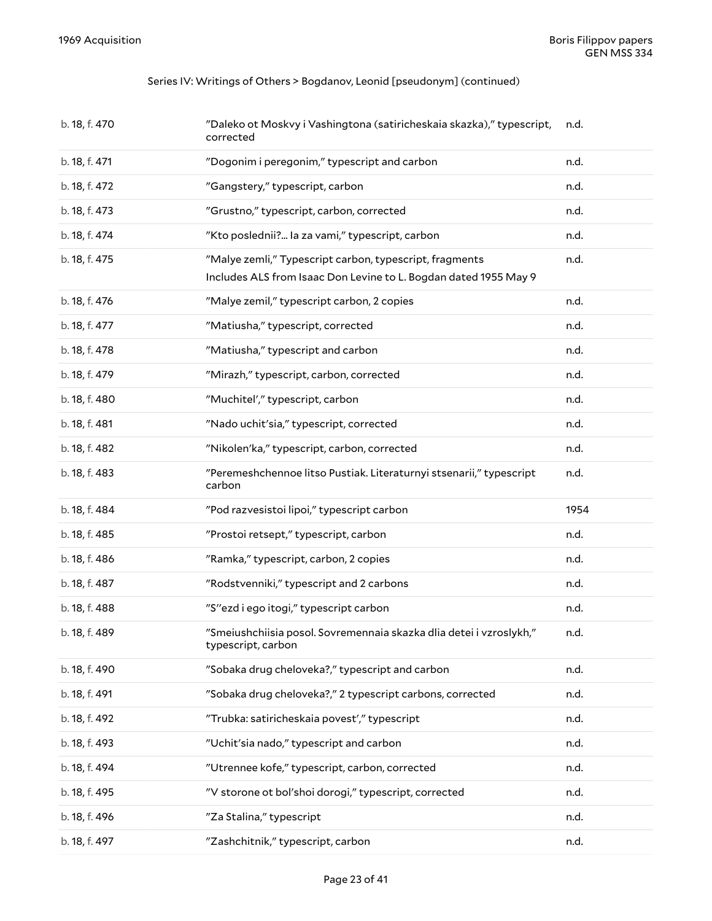Series IV: Writings of Others > Bogdanov, Leonid [pseudonym] (continued)

| | | |
|---|---|---|
| b. 18, f. 470 | "Daleko ot Moskvy i Vashingtona (satiricheskaia skazka)," typescript, corrected | n.d. |
| b. 18, f. 471 | "Dogonim i peregonim," typescript and carbon | n.d. |
| b. 18, f. 472 | "Gangstery," typescript, carbon | n.d. |
| b. 18, f. 473 | "Grustno," typescript, carbon, corrected | n.d. |
| b. 18, f. 474 | "Kto poslednii?... Ia za vami," typescript, carbon | n.d. |
| b. 18, f. 475 | "Malye zemli," Typescript carbon, typescript, fragments<br>Includes ALS from Isaac Don Levine to L. Bogdan dated 1955 May 9 | n.d. |
| b. 18, f. 476 | "Malye zemil," typescript carbon, 2 copies | n.d. |
| b. 18, f. 477 | "Matiusha," typescript, corrected | n.d. |
| b. 18, f. 478 | "Matiusha," typescript and carbon | n.d. |
| b. 18, f. 479 | "Mirazh," typescript, carbon, corrected | n.d. |
| b. 18, f. 480 | "Muchitel'," typescript, carbon | n.d. |
| b. 18, f. 481 | "Nado uchit'sia," typescript, corrected | n.d. |
| b. 18, f. 482 | "Nikolen'ka," typescript, carbon, corrected | n.d. |
| b. 18, f. 483 | "Peremeshchennoe litso Pustiak. Literaturnyi stsenarii," typescript carbon | n.d. |
| b. 18, f. 484 | "Pod razvesistoi lipoi," typescript carbon | 1954 |
| b. 18, f. 485 | "Prostoi retsept," typescript, carbon | n.d. |
| b. 18, f. 486 | "Ramka," typescript, carbon, 2 copies | n.d. |
| b. 18, f. 487 | "Rodstvenniki," typescript and 2 carbons | n.d. |
| b. 18, f. 488 | "S''ezd i ego itogi," typescript carbon | n.d. |
| b. 18, f. 489 | "Smeiushchiisia posol. Sovremennaia skazka dlia detei i vzroslykh," typescript, carbon | n.d. |
| b. 18, f. 490 | "Sobaka drug cheloveka?," typescript and carbon | n.d. |
| b. 18, f. 491 | "Sobaka drug cheloveka?," 2 typescript carbons, corrected | n.d. |
| b. 18, f. 492 | "Trubka: satiricheskaia povest'," typescript | n.d. |
| b. 18, f. 493 | "Uchit'sia nado," typescript and carbon | n.d. |
| b. 18, f. 494 | "Utrennee kofe," typescript, carbon, corrected | n.d. |
| b. 18, f. 495 | "V storone ot bol'shoi dorogi," typescript, corrected | n.d. |
| b. 18, f. 496 | "Za Stalina," typescript | n.d. |
| b. 18, f. 497 | "Zashchitnik," typescript, carbon | n.d. |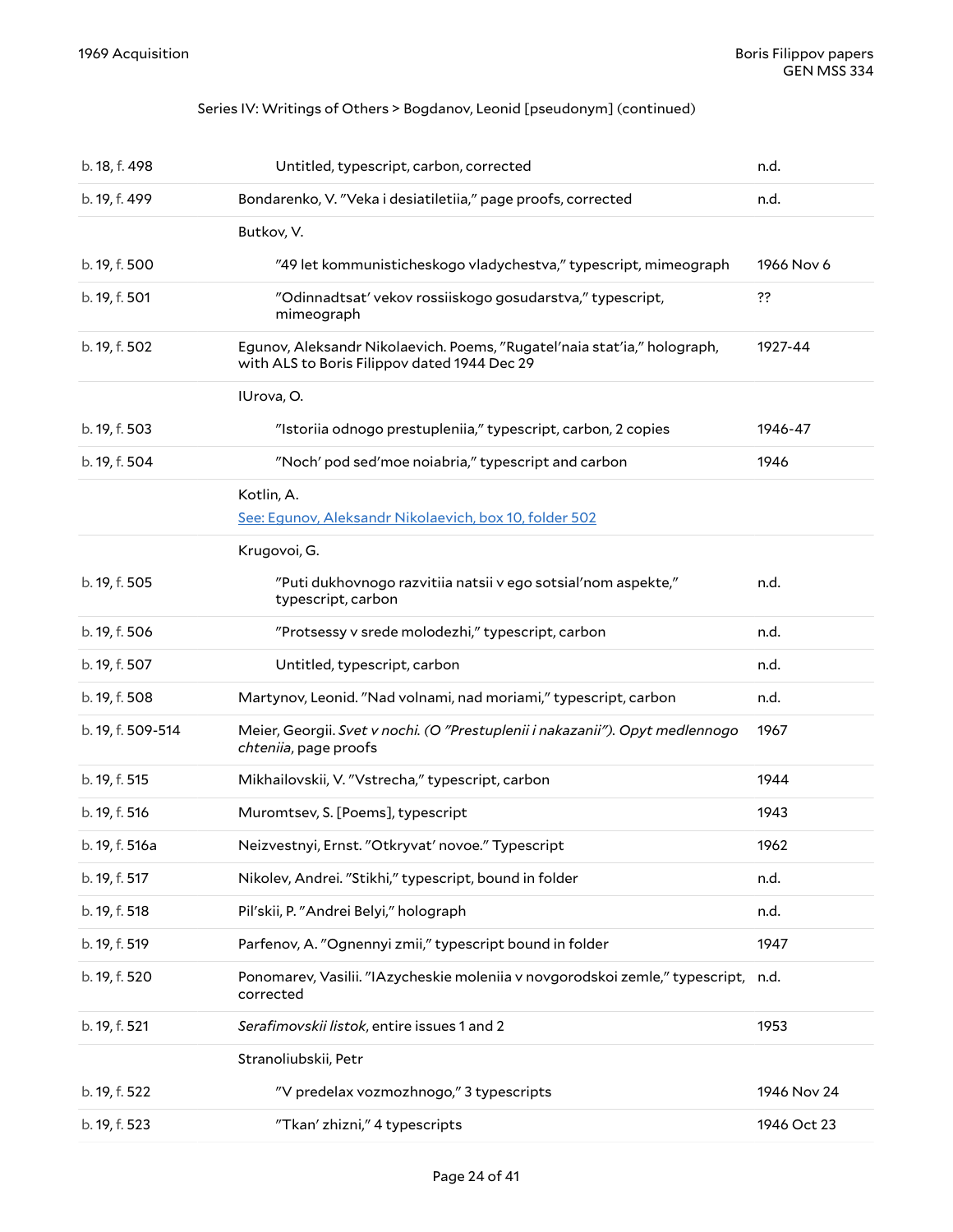Series IV: Writings of Others > Bogdanov, Leonid [pseudonym] (continued)

| | | |
|---|---|---|
| b. 18, f. 498 | Untitled, typescript, carbon, corrected | n.d. |
| b. 19, f. 499 | Bondarenko, V. "Veka i desiatiletiia," page proofs, corrected | n.d. |
| | Butkov, V. | |
| b. 19, f. 500 | "49 let kommunisticheskogo vladychestva," typescript, mimeograph | 1966 Nov 6 |
| b. 19, f. 501 | "Odinnadtsat' vekov rossiiskogo gosudarstva," typescript, mimeograph | ?? |
| b. 19, f. 502 | Egunov, Aleksandr Nikolaevich. Poems, "Rugatel'naia stat'ia," holograph, with ALS to Boris Filippov dated 1944 Dec 29 | 1927-44 |
| | IUrova, O. | |
| b. 19, f. 503 | "Istoriia odnogo prestupleniia," typescript, carbon, 2 copies | 1946-47 |
| b. 19, f. 504 | "Noch' pod sed'moe noiabria," typescript and carbon | 1946 |
| | Kotlin, A. See: Egunov, Aleksandr Nikolaevich, box 10, folder 502 | |
| | Krugovoi, G. | |
| b. 19, f. 505 | "Puti dukhovnogo razvitiia natsii v ego sotsial'nom aspekte," typescript, carbon | n.d. |
| b. 19, f. 506 | "Protsessy v srede molodezhi," typescript, carbon | n.d. |
| b. 19, f. 507 | Untitled, typescript, carbon | n.d. |
| b. 19, f. 508 | Martynov, Leonid. "Nad volnami, nad moriami," typescript, carbon | n.d. |
| b. 19, f. 509-514 | Meier, Georgii. *Svet v nochi. (O "Prestuplenii i nakazanii"). Opyt medlennogo chteniia*, page proofs | 1967 |
| b. 19, f. 515 | Mikhailovskii, V. "Vstrecha," typescript, carbon | 1944 |
| b. 19, f. 516 | Muromtsev, S. [Poems], typescript | 1943 |
| b. 19, f. 516a | Neizvestnyi, Ernst. "Otkryvat' novoe." Typescript | 1962 |
| b. 19, f. 517 | Nikolev, Andrei. "Stikhi," typescript, bound in folder | n.d. |
| b. 19, f. 518 | Pil'skii, P. "Andrei Belyi," holograph | n.d. |
| b. 19, f. 519 | Parfenov, A. "Ognennyi zmii," typescript bound in folder | 1947 |
| b. 19, f. 520 | Ponomarev, Vasilii. "IAzycheskie moleniia v novgorodskoi zemle," typescript, corrected | n.d. |
| b. 19, f. 521 | *Serafimovskii listok*, entire issues 1 and 2 | 1953 |
| | Stranoliubskii, Petr | |
| b. 19, f. 522 | "V predelax vozmozhnogo," 3 typescripts | 1946 Nov 24 |
| b. 19, f. 523 | "Tkan' zhizni," 4 typescripts | 1946 Oct 23 |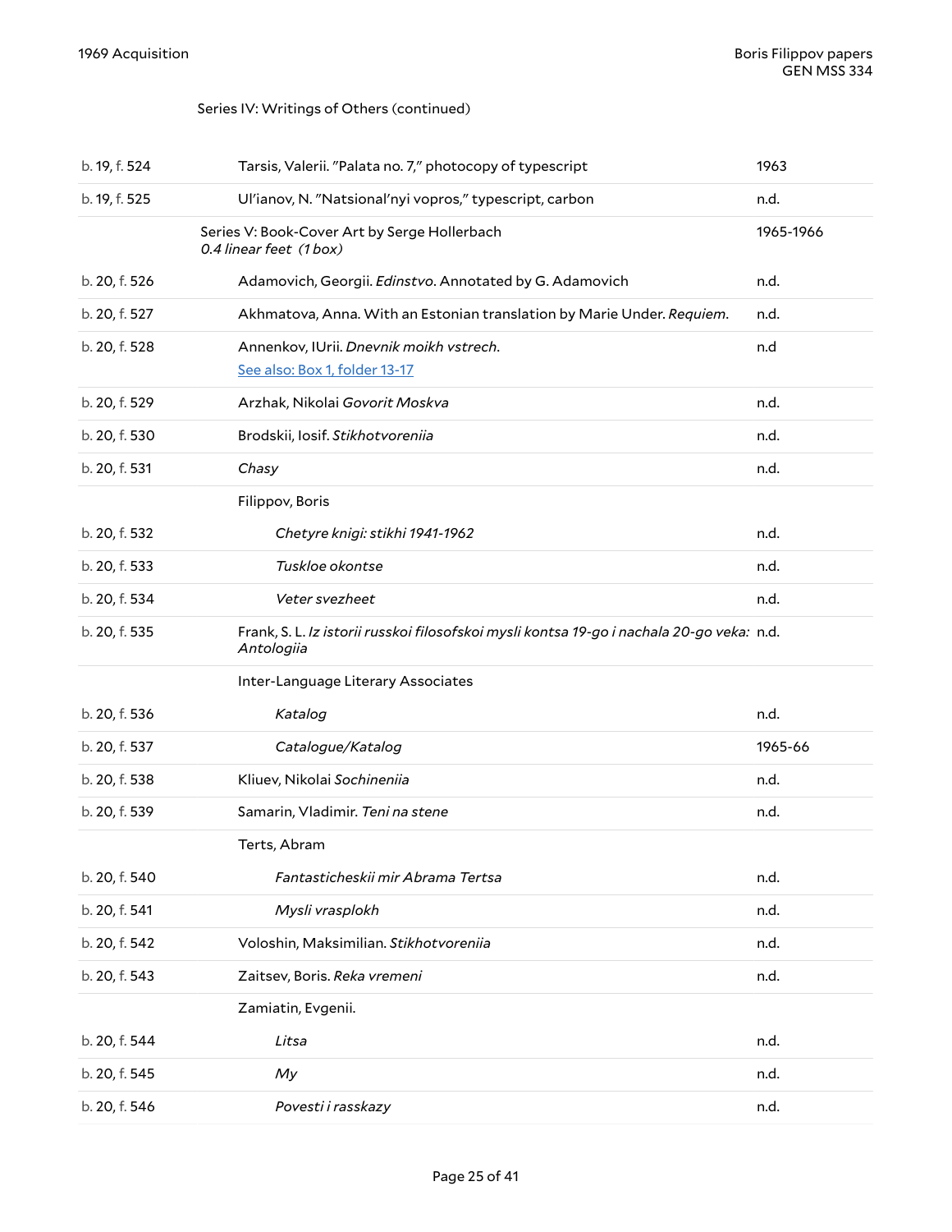Series IV: Writings of Others (continued)

| | | |
|---|---|---|
| b. 19, f. 524 | Tarsis, Valerii. "Palata no. 7," photocopy of typescript | 1963 |
| b. 19, f. 525 | Ul'ianov, N. "Natsional'nyi vopros," typescript, carbon | n.d. |

## Series V: Book-Cover Art by Serge Hollerbach

1965-1966

*0.4 linear feet (1 box)*

| | | |
|---|---|---|
| b. 20, f. 526 | Adamovich, Georgii. *Edinstvo*. Annotated by G. Adamovich | n.d. |
| b. 20, f. 527 | Akhmatova, Anna. With an Estonian translation by Marie Under. *Requiem*. | n.d. |
| b. 20, f. 528 | Annenkov, IUrii. *Dnevnik moikh vstrech*. See also: Box 1, folder 13-17 | n.d |
| b. 20, f. 529 | Arzhak, Nikolai *Govorit Moskva* | n.d. |
| b. 20, f. 530 | Brodskii, Iosif. *Stikhotvoreniia* | n.d. |
| b. 20, f. 531 | *Chasy* | n.d. |
| | Filippov, Boris | |
| b. 20, f. 532 | *Chetyre knigi: stikhi 1941-1962* | n.d. |
| b. 20, f. 533 | *Tuskloe okontse* | n.d. |
| b. 20, f. 534 | *Veter svezheet* | n.d. |
| b. 20, f. 535 | Frank, S. L. *Iz istorii russkoi filosofskoi mysli kontsa 19-go i nachala 20-go veka: Antologiia* | n.d. |
| | Inter-Language Literary Associates | |
| b. 20, f. 536 | *Katalog* | n.d. |
| b. 20, f. 537 | *Catalogue/Katalog* | 1965-66 |
| b. 20, f. 538 | Kliuev, Nikolai *Sochineniia* | n.d. |
| b. 20, f. 539 | Samarin, Vladimir. *Teni na stene* | n.d. |
| | Terts, Abram | |
| b. 20, f. 540 | *Fantasticheskii mir Abrama Tertsa* | n.d. |
| b. 20, f. 541 | *Mysli vrasplokh* | n.d. |
| b. 20, f. 542 | Voloshin, Maksimilian. *Stikhotvoreniia* | n.d. |
| b. 20, f. 543 | Zaitsev, Boris. *Reka vremeni* | n.d. |
| | Zamiatin, Evgenii. | |
| b. 20, f. 544 | *Litsa* | n.d. |
| b. 20, f. 545 | *My* | n.d. |
| b. 20, f. 546 | *Povesti i rasskazy* | n.d. |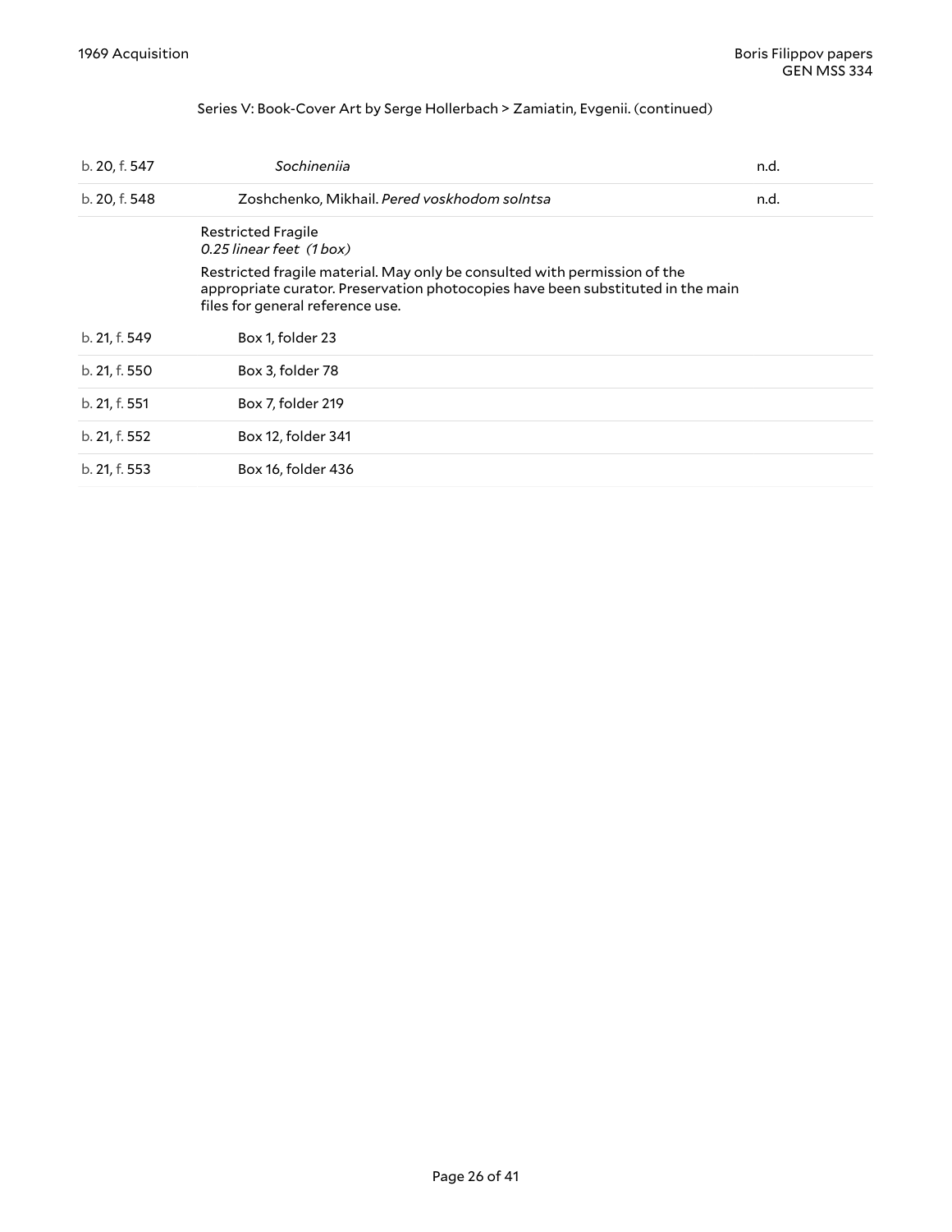Series V: Book-Cover Art by Serge Hollerbach > Zamiatin, Evgenii. (continued)

| | | |
|---|---|---|
| b. 20, f. 547 | *Sochineniia* | n.d. |
| b. 20, f. 548 | Zoshchenko, Mikhail. *Pered voskhodom solntsa* | n.d. |

Restricted Fragile
*0.25 linear feet (1 box)*

Restricted fragile material. May only be consulted with permission of the appropriate curator. Preservation photocopies have been substituted in the main files for general reference use.

| | |
|---|---|
| b. 21, f. 549 | Box 1, folder 23 |
| b. 21, f. 550 | Box 3, folder 78 |
| b. 21, f. 551 | Box 7, folder 219 |
| b. 21, f. 552 | Box 12, folder 341 |
| b. 21, f. 553 | Box 16, folder 436 |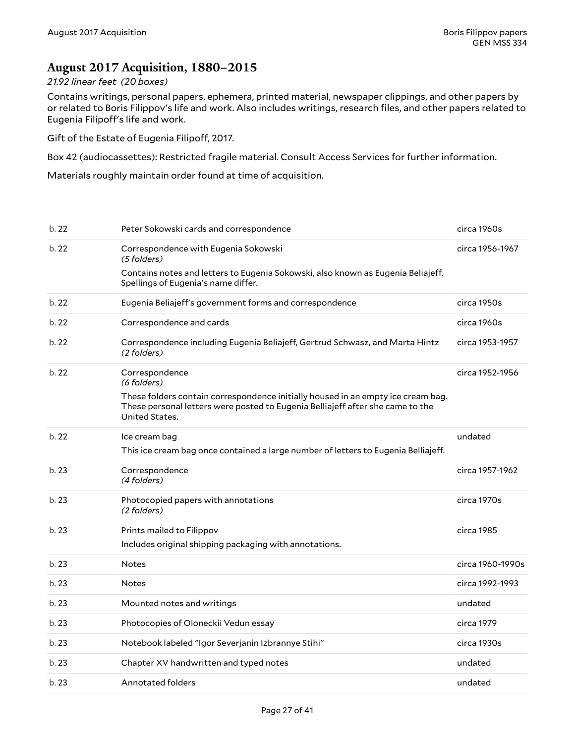## August 2017 Acquisition, 1880–2015

*21.92 linear feet (20 boxes)*

Contains writings, personal papers, ephemera, printed material, newspaper clippings, and other papers by or related to Boris Filippov's life and work. Also includes writings, research files, and other papers related to Eugenia Filipoff's life and work.

Gift of the Estate of Eugenia Filipoff, 2017.

Box 42 (audiocassettes): Restricted fragile material. Consult Access Services for further information.

Materials roughly maintain order found at time of acquisition.

| | | |
|---|---|---|
| b. 22 | Peter Sokowski cards and correspondence | circa 1960s |
| b. 22 | Correspondence with Eugenia Sokowski *(5 folders)* Contains notes and letters to Eugenia Sokowski, also known as Eugenia Beliajeff. Spellings of Eugenia's name differ. | circa 1956-1967 |
| b. 22 | Eugenia Beliajeff's government forms and correspondence | circa 1950s |
| b. 22 | Correspondence and cards | circa 1960s |
| b. 22 | Correspondence including Eugenia Beliajeff, Gertrud Schwasz, and Marta Hintz *(2 folders)* | circa 1953-1957 |
| b. 22 | Correspondence *(6 folders)* These folders contain correspondence initially housed in an empty ice cream bag. These personal letters were posted to Eugenia Belliajeff after she came to the United States. | circa 1952-1956 |
| b. 22 | Ice cream bag This ice cream bag once contained a large number of letters to Eugenia Belliajeff. | undated |
| b. 23 | Correspondence *(4 folders)* | circa 1957-1962 |
| b. 23 | Photocopied papers with annotations *(2 folders)* | circa 1970s |
| b. 23 | Prints mailed to Filippov Includes original shipping packaging with annotations. | circa 1985 |
| b. 23 | Notes | circa 1960-1990s |
| b. 23 | Notes | circa 1992-1993 |
| b. 23 | Mounted notes and writings | undated |
| b. 23 | Photocopies of Oloneckii Vedun essay | circa 1979 |
| b. 23 | Notebook labeled "Igor Severjanin Izbrannye Stihi" | circa 1930s |
| b. 23 | Chapter XV handwritten and typed notes | undated |
| b. 23 | Annotated folders | undated |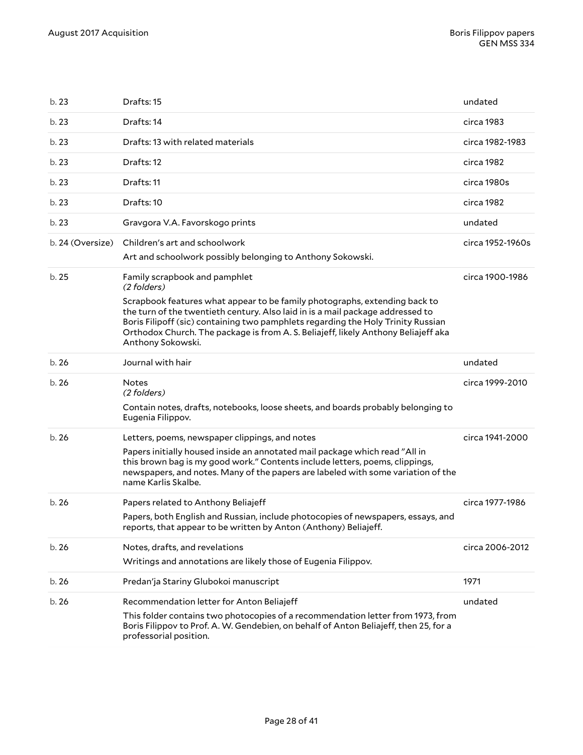| | | |
|---|---|---|
| b. 23 | Drafts: 15 | undated |
| b. 23 | Drafts: 14 | circa 1983 |
| b. 23 | Drafts: 13 with related materials | circa 1982-1983 |
| b. 23 | Drafts: 12 | circa 1982 |
| b. 23 | Drafts: 11 | circa 1980s |
| b. 23 | Drafts: 10 | circa 1982 |
| b. 23 | Gravgora V.A. Favorskogo prints | undated |
| b. 24 (Oversize) | Children's art and schoolwork<br>Art and schoolwork possibly belonging to Anthony Sokowski. | circa 1952-1960s |
| b. 25 | Family scrapbook and pamphlet<br>*(2 folders)*<br>Scrapbook features what appear to be family photographs, extending back to the turn of the twentieth century. Also laid in is a mail package addressed to Boris Filipoff (sic) containing two pamphlets regarding the Holy Trinity Russian Orthodox Church. The package is from A. S. Beliajeff, likely Anthony Beliajeff aka Anthony Sokowski. | circa 1900-1986 |
| b. 26 | Journal with hair | undated |
| b. 26 | Notes<br>*(2 folders)*<br>Contain notes, drafts, notebooks, loose sheets, and boards probably belonging to Eugenia Filippov. | circa 1999-2010 |
| b. 26 | Letters, poems, newspaper clippings, and notes<br>Papers initially housed inside an annotated mail package which read "All in this brown bag is my good work." Contents include letters, poems, clippings, newspapers, and notes. Many of the papers are labeled with some variation of the name Karlis Skalbe. | circa 1941-2000 |
| b. 26 | Papers related to Anthony Beliajeff<br>Papers, both English and Russian, include photocopies of newspapers, essays, and reports, that appear to be written by Anton (Anthony) Beliajeff. | circa 1977-1986 |
| b. 26 | Notes, drafts, and revelations<br>Writings and annotations are likely those of Eugenia Filippov. | circa 2006-2012 |
| b. 26 | Predan'ja Stariny Glubokoi manuscript | 1971 |
| b. 26 | Recommendation letter for Anton Beliajeff<br>This folder contains two photocopies of a recommendation letter from 1973, from Boris Filippov to Prof. A. W. Gendebien, on behalf of Anton Beliajeff, then 25, for a professorial position. | undated |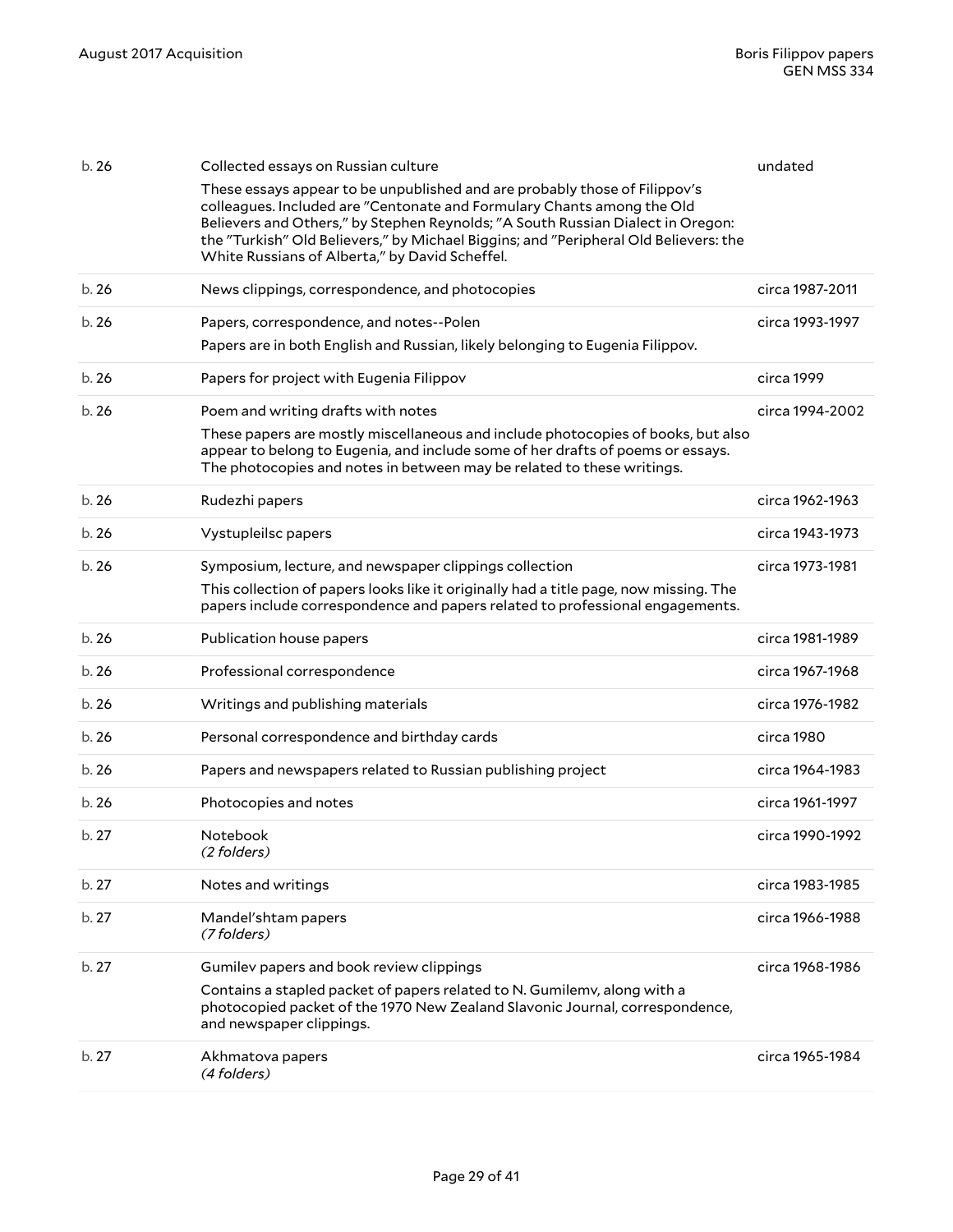| | | |
|---|---|---|
| b. 26 | Collected essays on Russian culture<br>These essays appear to be unpublished and are probably those of Filippov's colleagues. Included are "Centonate and Formulary Chants among the Old Believers and Others," by Stephen Reynolds; "A South Russian Dialect in Oregon: the "Turkish" Old Believers," by Michael Biggins; and "Peripheral Old Believers: the White Russians of Alberta," by David Scheffel. | undated |
| b. 26 | News clippings, correspondence, and photocopies | circa 1987-2011 |
| b. 26 | Papers, correspondence, and notes--Polen<br>Papers are in both English and Russian, likely belonging to Eugenia Filippov. | circa 1993-1997 |
| b. 26 | Papers for project with Eugenia Filippov | circa 1999 |
| b. 26 | Poem and writing drafts with notes<br>These papers are mostly miscellaneous and include photocopies of books, but also appear to belong to Eugenia, and include some of her drafts of poems or essays. The photocopies and notes in between may be related to these writings. | circa 1994-2002 |
| b. 26 | Rudezhi papers | circa 1962-1963 |
| b. 26 | Vystupleilsc papers | circa 1943-1973 |
| b. 26 | Symposium, lecture, and newspaper clippings collection<br>This collection of papers looks like it originally had a title page, now missing. The papers include correspondence and papers related to professional engagements. | circa 1973-1981 |
| b. 26 | Publication house papers | circa 1981-1989 |
| b. 26 | Professional correspondence | circa 1967-1968 |
| b. 26 | Writings and publishing materials | circa 1976-1982 |
| b. 26 | Personal correspondence and birthday cards | circa 1980 |
| b. 26 | Papers and newspapers related to Russian publishing project | circa 1964-1983 |
| b. 26 | Photocopies and notes | circa 1961-1997 |
| b. 27 | Notebook<br>*(2 folders)* | circa 1990-1992 |
| b. 27 | Notes and writings | circa 1983-1985 |
| b. 27 | Mandel'shtam papers<br>*(7 folders)* | circa 1966-1988 |
| b. 27 | Gumilev papers and book review clippings<br>Contains a stapled packet of papers related to N. Gumilemv, along with a photocopied packet of the 1970 New Zealand Slavonic Journal, correspondence, and newspaper clippings. | circa 1968-1986 |
| b. 27 | Akhmatova papers<br>*(4 folders)* | circa 1965-1984 |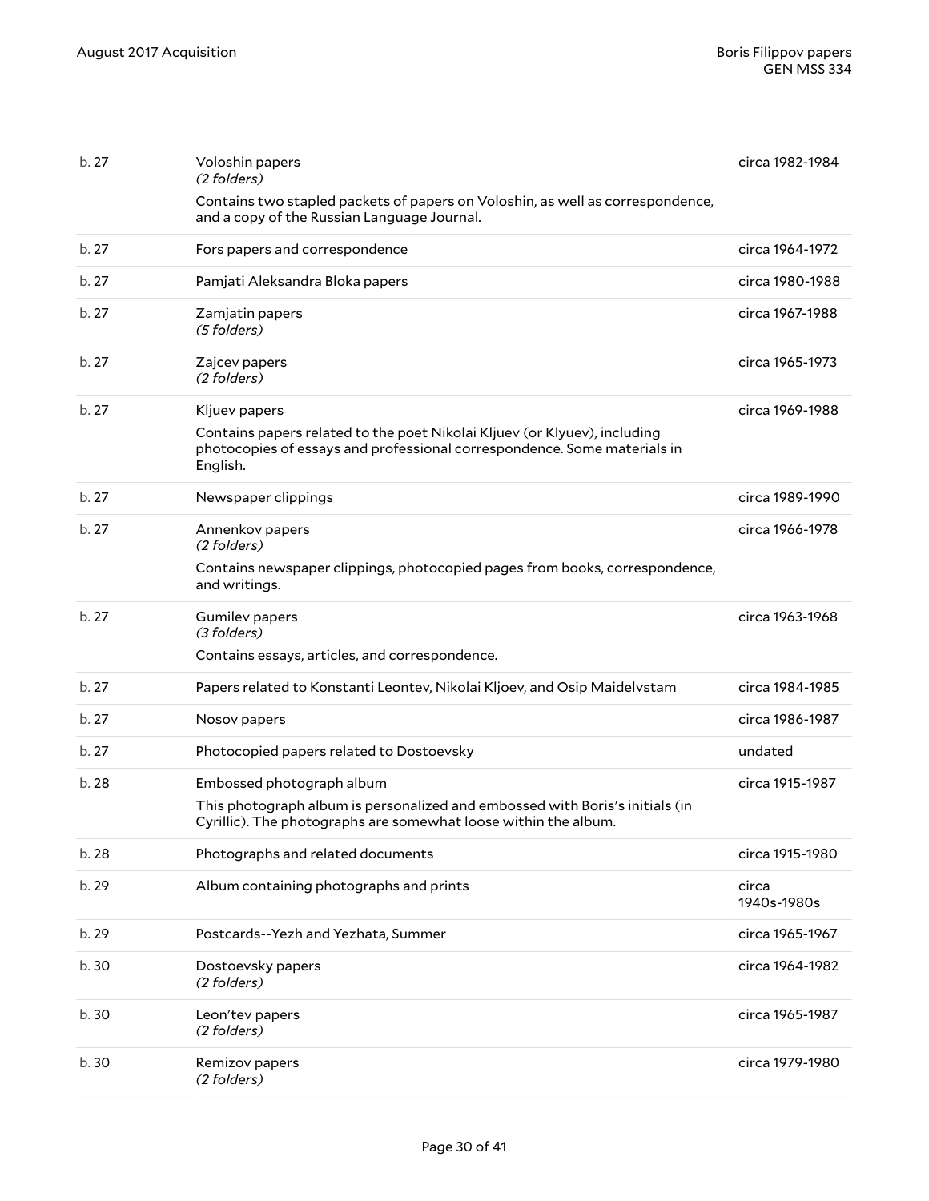| | | |
|---|---|---|
| b. 27 | Voloshin papers<br>*(2 folders)*<br>Contains two stapled packets of papers on Voloshin, as well as correspondence, and a copy of the Russian Language Journal. | circa 1982-1984 |
| b. 27 | Fors papers and correspondence | circa 1964-1972 |
| b. 27 | Pamjati Aleksandra Bloka papers | circa 1980-1988 |
| b. 27 | Zamjatin papers<br>*(5 folders)* | circa 1967-1988 |
| b. 27 | Zajcev papers<br>*(2 folders)* | circa 1965-1973 |
| b. 27 | Kljuev papers<br>Contains papers related to the poet Nikolai Kljuev (or Klyuev), including photocopies of essays and professional correspondence. Some materials in English. | circa 1969-1988 |
| b. 27 | Newspaper clippings | circa 1989-1990 |
| b. 27 | Annenkov papers<br>*(2 folders)*<br>Contains newspaper clippings, photocopied pages from books, correspondence, and writings. | circa 1966-1978 |
| b. 27 | Gumilev papers<br>*(3 folders)*<br>Contains essays, articles, and correspondence. | circa 1963-1968 |
| b. 27 | Papers related to Konstanti Leontev, Nikolai Kljoev, and Osip Maidelvstam | circa 1984-1985 |
| b. 27 | Nosov papers | circa 1986-1987 |
| b. 27 | Photocopied papers related to Dostoevsky | undated |
| b. 28 | Embossed photograph album<br>This photograph album is personalized and embossed with Boris's initials (in Cyrillic). The photographs are somewhat loose within the album. | circa 1915-1987 |
| b. 28 | Photographs and related documents | circa 1915-1980 |
| b. 29 | Album containing photographs and prints | circa 1940s-1980s |
| b. 29 | Postcards--Yezh and Yezhata, Summer | circa 1965-1967 |
| b. 30 | Dostoevsky papers<br>*(2 folders)* | circa 1964-1982 |
| b. 30 | Leon'tev papers<br>*(2 folders)* | circa 1965-1987 |
| b. 30 | Remizov papers<br>*(2 folders)* | circa 1979-1980 |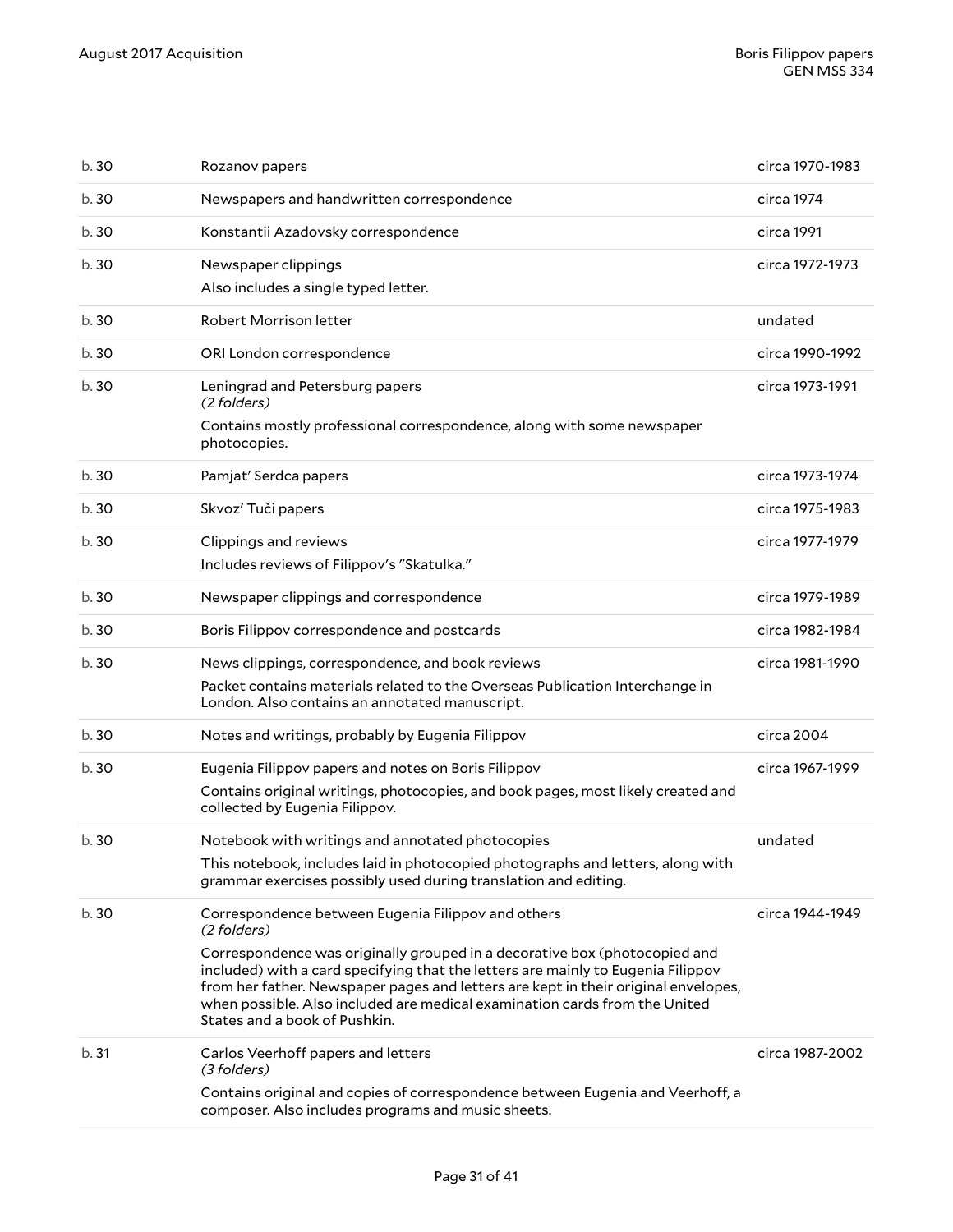| | | |
|---|---|---|
| b. 30 | Rozanov papers | circa 1970-1983 |
| b. 30 | Newspapers and handwritten correspondence | circa 1974 |
| b. 30 | Konstantii Azadovsky correspondence | circa 1991 |
| b. 30 | Newspaper clippings<br>Also includes a single typed letter. | circa 1972-1973 |
| b. 30 | Robert Morrison letter | undated |
| b. 30 | ORI London correspondence | circa 1990-1992 |
| b. 30 | Leningrad and Petersburg papers<br>*(2 folders)*<br>Contains mostly professional correspondence, along with some newspaper photocopies. | circa 1973-1991 |
| b. 30 | Pamjat' Serdca papers | circa 1973-1974 |
| b. 30 | Skvoz' Tuči papers | circa 1975-1983 |
| b. 30 | Clippings and reviews<br>Includes reviews of Filippov's "Skatulka." | circa 1977-1979 |
| b. 30 | Newspaper clippings and correspondence | circa 1979-1989 |
| b. 30 | Boris Filippov correspondence and postcards | circa 1982-1984 |
| b. 30 | News clippings, correspondence, and book reviews<br>Packet contains materials related to the Overseas Publication Interchange in London. Also contains an annotated manuscript. | circa 1981-1990 |
| b. 30 | Notes and writings, probably by Eugenia Filippov | circa 2004 |
| b. 30 | Eugenia Filippov papers and notes on Boris Filippov<br>Contains original writings, photocopies, and book pages, most likely created and collected by Eugenia Filippov. | circa 1967-1999 |
| b. 30 | Notebook with writings and annotated photocopies<br>This notebook, includes laid in photocopied photographs and letters, along with grammar exercises possibly used during translation and editing. | undated |
| b. 30 | Correspondence between Eugenia Filippov and others<br>*(2 folders)*<br>Correspondence was originally grouped in a decorative box (photocopied and included) with a card specifying that the letters are mainly to Eugenia Filippov from her father. Newspaper pages and letters are kept in their original envelopes, when possible. Also included are medical examination cards from the United States and a book of Pushkin. | circa 1944-1949 |
| b. 31 | Carlos Veerhoff papers and letters<br>*(3 folders)*<br>Contains original and copies of correspondence between Eugenia and Veerhoff, a composer. Also includes programs and music sheets. | circa 1987-2002 |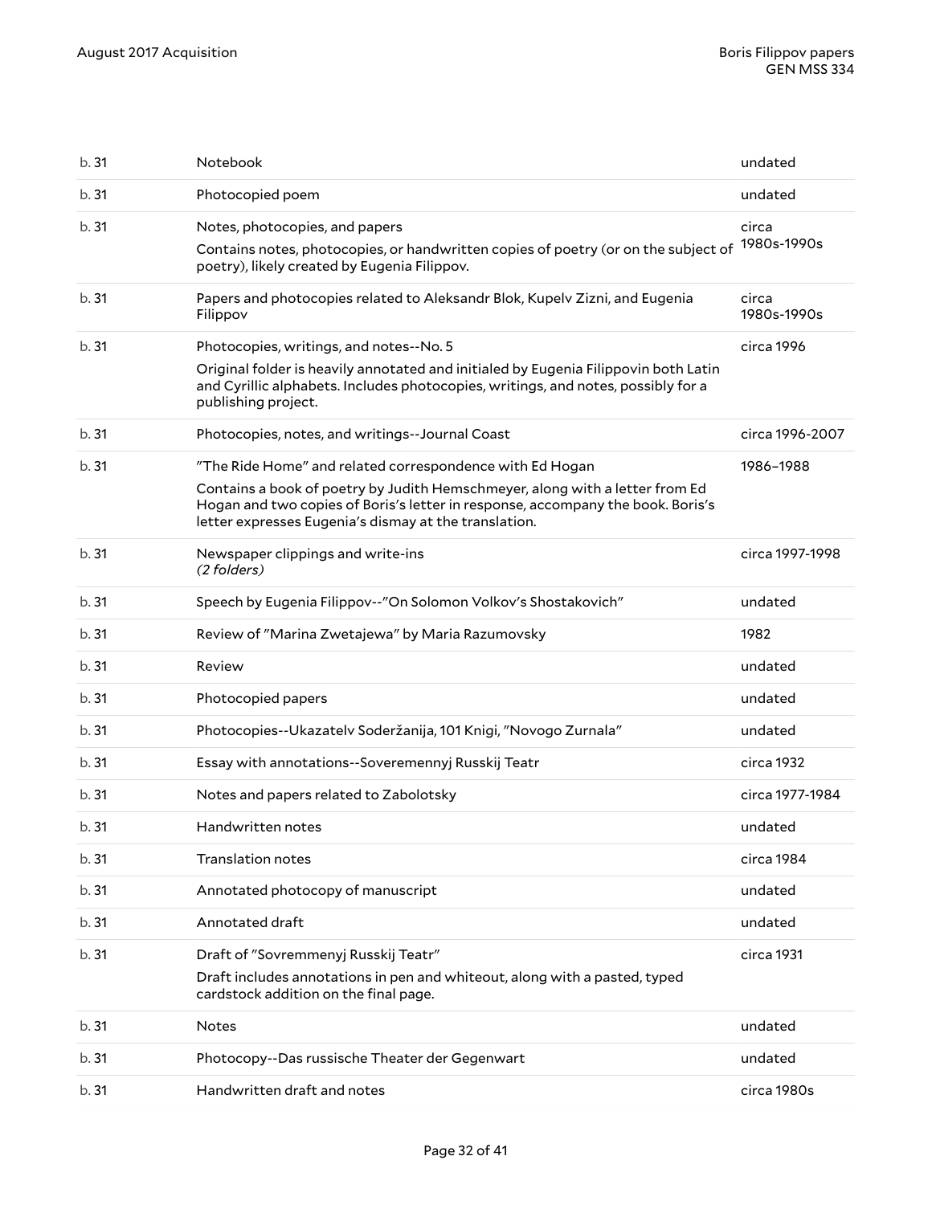| | | |
|---|---|---|
| b. 31 | Notebook | undated |
| b. 31 | Photocopied poem | undated |
| b. 31 | Notes, photocopies, and papers<br>Contains notes, photocopies, or handwritten copies of poetry (or on the subject of poetry), likely created by Eugenia Filippov. | circa 1980s-1990s |
| b. 31 | Papers and photocopies related to Aleksandr Blok, Kupelv Zizni, and Eugenia Filippov | circa 1980s-1990s |
| b. 31 | Photocopies, writings, and notes--No. 5<br>Original folder is heavily annotated and initialed by Eugenia Filippovin both Latin and Cyrillic alphabets. Includes photocopies, writings, and notes, possibly for a publishing project. | circa 1996 |
| b. 31 | Photocopies, notes, and writings--Journal Coast | circa 1996-2007 |
| b. 31 | "The Ride Home" and related correspondence with Ed Hogan<br>Contains a book of poetry by Judith Hemschmeyer, along with a letter from Ed Hogan and two copies of Boris's letter in response, accompany the book. Boris's letter expresses Eugenia's dismay at the translation. | 1986–1988 |
| b. 31 | Newspaper clippings and write-ins<br>*(2 folders)* | circa 1997-1998 |
| b. 31 | Speech by Eugenia Filippov--"On Solomon Volkov's Shostakovich" | undated |
| b. 31 | Review of "Marina Zwetajewa" by Maria Razumovsky | 1982 |
| b. 31 | Review | undated |
| b. 31 | Photocopied papers | undated |
| b. 31 | Photocopies--Ukazatelv Soderžanija, 101 Knigi, "Novogo Zurnala" | undated |
| b. 31 | Essay with annotations--Soveremennyj Russkij Teatr | circa 1932 |
| b. 31 | Notes and papers related to Zabolotsky | circa 1977-1984 |
| b. 31 | Handwritten notes | undated |
| b. 31 | Translation notes | circa 1984 |
| b. 31 | Annotated photocopy of manuscript | undated |
| b. 31 | Annotated draft | undated |
| b. 31 | Draft of "Sovremmenyj Russkij Teatr"<br>Draft includes annotations in pen and whiteout, along with a pasted, typed cardstock addition on the final page. | circa 1931 |
| b. 31 | Notes | undated |
| b. 31 | Photocopy--Das russische Theater der Gegenwart | undated |
| b. 31 | Handwritten draft and notes | circa 1980s |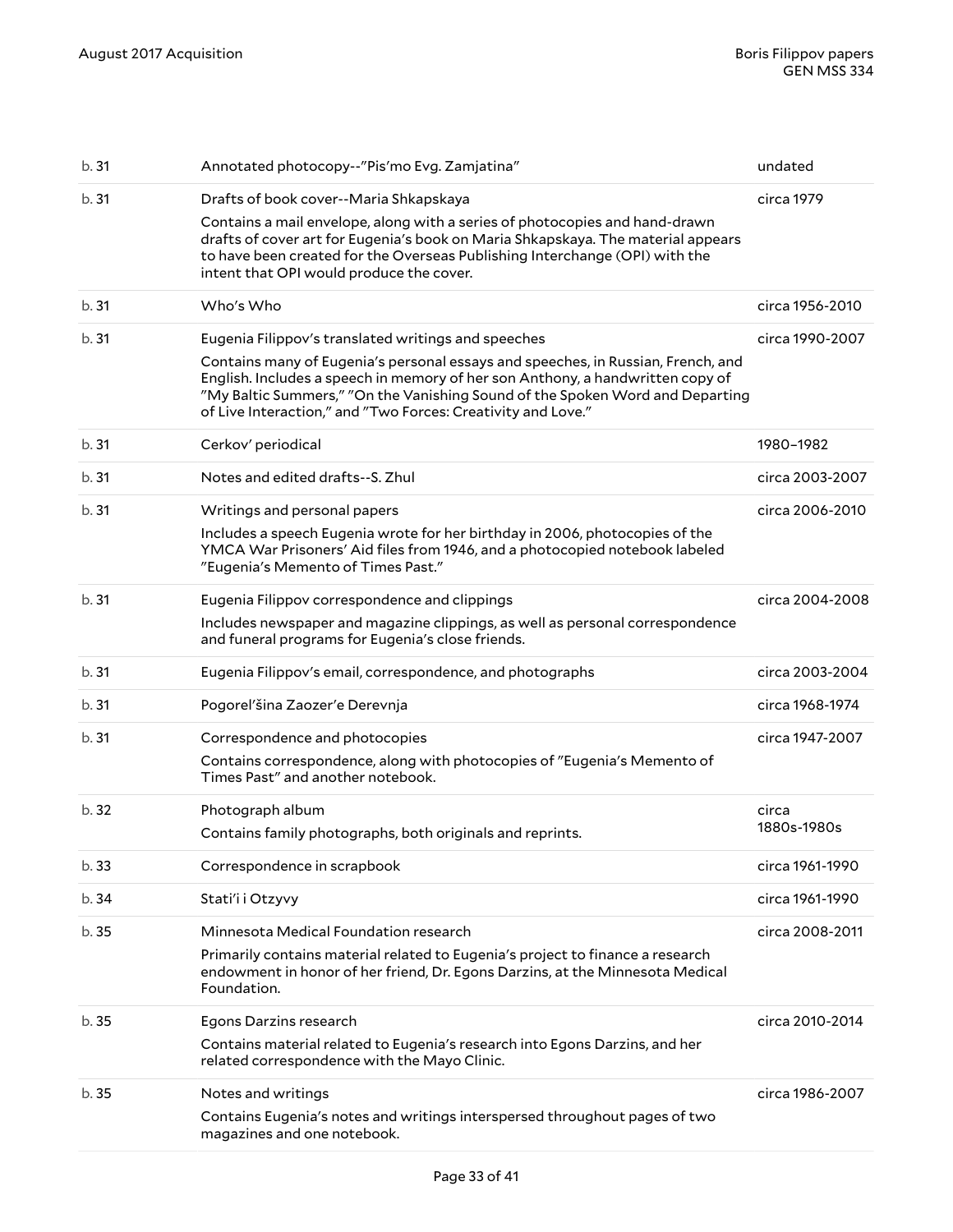| | | |
|---|---|---|
| b. 31 | Annotated photocopy--"Pis'mo Evg. Zamjatina" | undated |
| b. 31 | Drafts of book cover--Maria Shkapskaya<br><br>Contains a mail envelope, along with a series of photocopies and hand-drawn drafts of cover art for Eugenia's book on Maria Shkapskaya. The material appears to have been created for the Overseas Publishing Interchange (OPI) with the intent that OPI would produce the cover. | circa 1979 |
| b. 31 | Who's Who | circa 1956-2010 |
| b. 31 | Eugenia Filippov's translated writings and speeches<br><br>Contains many of Eugenia's personal essays and speeches, in Russian, French, and English. Includes a speech in memory of her son Anthony, a handwritten copy of "My Baltic Summers," "On the Vanishing Sound of the Spoken Word and Departing of Live Interaction," and "Two Forces: Creativity and Love." | circa 1990-2007 |
| b. 31 | Cerkov' periodical | 1980–1982 |
| b. 31 | Notes and edited drafts--S. Zhul | circa 2003-2007 |
| b. 31 | Writings and personal papers<br><br>Includes a speech Eugenia wrote for her birthday in 2006, photocopies of the YMCA War Prisoners' Aid files from 1946, and a photocopied notebook labeled "Eugenia's Memento of Times Past." | circa 2006-2010 |
| b. 31 | Eugenia Filippov correspondence and clippings<br><br>Includes newspaper and magazine clippings, as well as personal correspondence and funeral programs for Eugenia's close friends. | circa 2004-2008 |
| b. 31 | Eugenia Filippov's email, correspondence, and photographs | circa 2003-2004 |
| b. 31 | Pogorel'šina Zaozer'e Derevnja | circa 1968-1974 |
| b. 31 | Correspondence and photocopies<br><br>Contains correspondence, along with photocopies of "Eugenia's Memento of Times Past" and another notebook. | circa 1947-2007 |
| b. 32 | Photograph album<br><br>Contains family photographs, both originals and reprints. | circa 1880s-1980s |
| b. 33 | Correspondence in scrapbook | circa 1961-1990 |
| b. 34 | Stati'i i Otzyvy | circa 1961-1990 |
| b. 35 | Minnesota Medical Foundation research<br><br>Primarily contains material related to Eugenia's project to finance a research endowment in honor of her friend, Dr. Egons Darzins, at the Minnesota Medical Foundation. | circa 2008-2011 |
| b. 35 | Egons Darzins research<br><br>Contains material related to Eugenia's research into Egons Darzins, and her related correspondence with the Mayo Clinic. | circa 2010-2014 |
| b. 35 | Notes and writings<br><br>Contains Eugenia's notes and writings interspersed throughout pages of two magazines and one notebook. | circa 1986-2007 |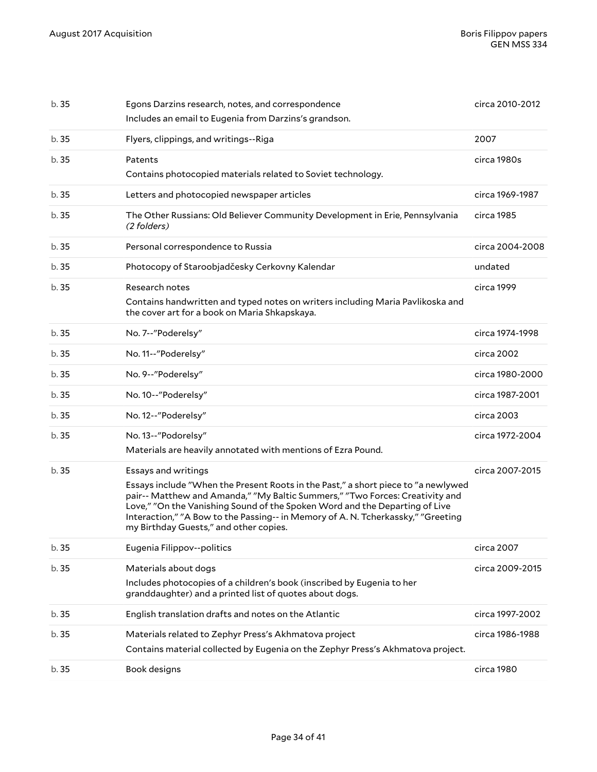| | | |
|---|---|---|
| b. 35 | Egons Darzins research, notes, and correspondence<br>Includes an email to Eugenia from Darzins's grandson. | circa 2010-2012 |
| b. 35 | Flyers, clippings, and writings--Riga | 2007 |
| b. 35 | Patents<br>Contains photocopied materials related to Soviet technology. | circa 1980s |
| b. 35 | Letters and photocopied newspaper articles | circa 1969-1987 |
| b. 35 | The Other Russians: Old Believer Community Development in Erie, Pennsylvania *(2 folders)* | circa 1985 |
| b. 35 | Personal correspondence to Russia | circa 2004-2008 |
| b. 35 | Photocopy of Staroobjadčesky Cerkovny Kalendar | undated |
| b. 35 | Research notes<br>Contains handwritten and typed notes on writers including Maria Pavlikoska and the cover art for a book on Maria Shkapskaya. | circa 1999 |
| b. 35 | No. 7--"Poderelsy" | circa 1974-1998 |
| b. 35 | No. 11--"Poderelsy" | circa 2002 |
| b. 35 | No. 9--"Poderelsy" | circa 1980-2000 |
| b. 35 | No. 10--"Poderelsy" | circa 1987-2001 |
| b. 35 | No. 12--"Poderelsy" | circa 2003 |
| b. 35 | No. 13--"Podorelsy"<br>Materials are heavily annotated with mentions of Ezra Pound. | circa 1972-2004 |
| b. 35 | Essays and writings<br>Essays include "When the Present Roots in the Past," a short piece to "a newlywed pair-- Matthew and Amanda," "My Baltic Summers," "Two Forces: Creativity and Love," "On the Vanishing Sound of the Spoken Word and the Departing of Live Interaction," "A Bow to the Passing-- in Memory of A. N. Tcherkassky," "Greeting my Birthday Guests," and other copies. | circa 2007-2015 |
| b. 35 | Eugenia Filippov--politics | circa 2007 |
| b. 35 | Materials about dogs<br>Includes photocopies of a children's book (inscribed by Eugenia to her granddaughter) and a printed list of quotes about dogs. | circa 2009-2015 |
| b. 35 | English translation drafts and notes on the Atlantic | circa 1997-2002 |
| b. 35 | Materials related to Zephyr Press's Akhmatova project<br>Contains material collected by Eugenia on the Zephyr Press's Akhmatova project. | circa 1986-1988 |
| b. 35 | Book designs | circa 1980 |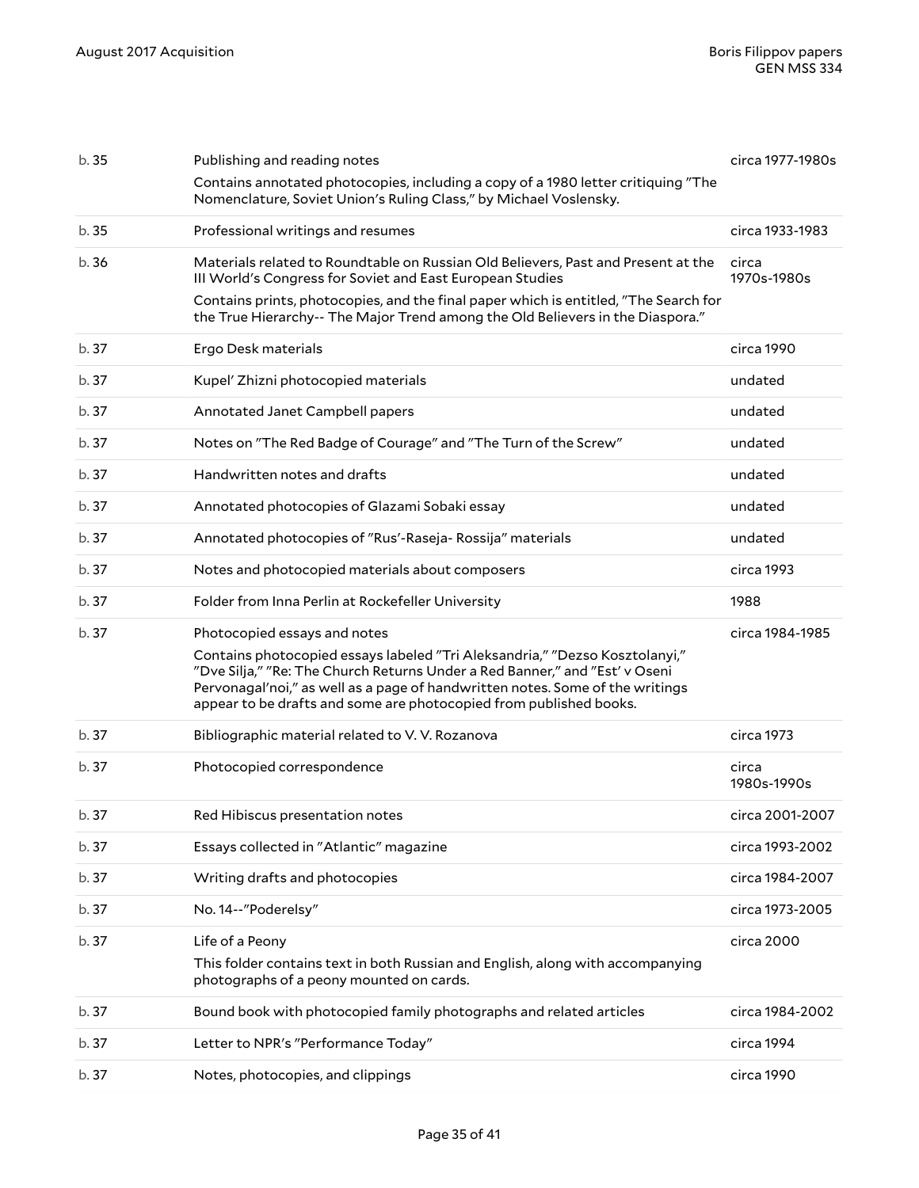| | | |
|---|---|---|
| b. 35 | Publishing and reading notes<br>Contains annotated photocopies, including a copy of a 1980 letter critiquing "The Nomenclature, Soviet Union's Ruling Class," by Michael Voslensky. | circa 1977-1980s |
| b. 35 | Professional writings and resumes | circa 1933-1983 |
| b. 36 | Materials related to Roundtable on Russian Old Believers, Past and Present at the III World's Congress for Soviet and East European Studies<br>Contains prints, photocopies, and the final paper which is entitled, "The Search for the True Hierarchy-- The Major Trend among the Old Believers in the Diaspora." | circa 1970s-1980s |
| b. 37 | Ergo Desk materials | circa 1990 |
| b. 37 | Kupel' Zhizni photocopied materials | undated |
| b. 37 | Annotated Janet Campbell papers | undated |
| b. 37 | Notes on "The Red Badge of Courage" and "The Turn of the Screw" | undated |
| b. 37 | Handwritten notes and drafts | undated |
| b. 37 | Annotated photocopies of Glazami Sobaki essay | undated |
| b. 37 | Annotated photocopies of "Rus'-Raseja- Rossija" materials | undated |
| b. 37 | Notes and photocopied materials about composers | circa 1993 |
| b. 37 | Folder from Inna Perlin at Rockefeller University | 1988 |
| b. 37 | Photocopied essays and notes<br>Contains photocopied essays labeled "Tri Aleksandria," "Dezso Kosztolanyi," "Dve Silja," "Re: The Church Returns Under a Red Banner," and "Est' v Oseni Pervonagal'noi," as well as a page of handwritten notes. Some of the writings appear to be drafts and some are photocopied from published books. | circa 1984-1985 |
| b. 37 | Bibliographic material related to V. V. Rozanova | circa 1973 |
| b. 37 | Photocopied correspondence | circa 1980s-1990s |
| b. 37 | Red Hibiscus presentation notes | circa 2001-2007 |
| b. 37 | Essays collected in "Atlantic" magazine | circa 1993-2002 |
| b. 37 | Writing drafts and photocopies | circa 1984-2007 |
| b. 37 | No. 14--"Poderelsy" | circa 1973-2005 |
| b. 37 | Life of a Peony<br>This folder contains text in both Russian and English, along with accompanying photographs of a peony mounted on cards. | circa 2000 |
| b. 37 | Bound book with photocopied family photographs and related articles | circa 1984-2002 |
| b. 37 | Letter to NPR's "Performance Today" | circa 1994 |
| b. 37 | Notes, photocopies, and clippings | circa 1990 |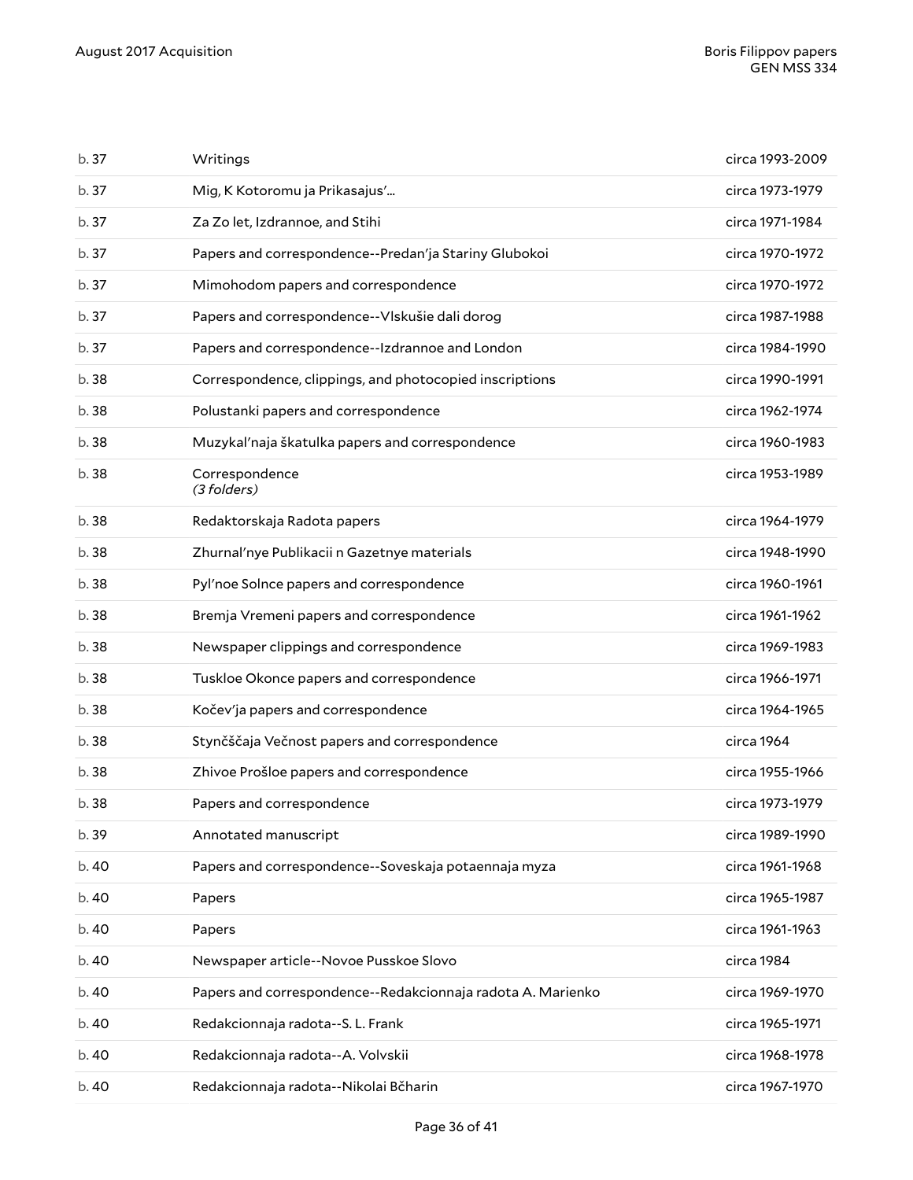| | | |
|---|---|---|
| b. 37 | Writings | circa 1993-2009 |
| b. 37 | Mig, K Kotoromu ja Prikasajus'... | circa 1973-1979 |
| b. 37 | Za Zo let, Izdrannoe, and Stihi | circa 1971-1984 |
| b. 37 | Papers and correspondence--Predan'ja Stariny Glubokoi | circa 1970-1972 |
| b. 37 | Mimohodom papers and correspondence | circa 1970-1972 |
| b. 37 | Papers and correspondence--Vlskušie dali dorog | circa 1987-1988 |
| b. 37 | Papers and correspondence--Izdrannoe and London | circa 1984-1990 |
| b. 38 | Correspondence, clippings, and photocopied inscriptions | circa 1990-1991 |
| b. 38 | Polustanki papers and correspondence | circa 1962-1974 |
| b. 38 | Muzykal'naja škatulka papers and correspondence | circa 1960-1983 |
| b. 38 | Correspondence *(3 folders)* | circa 1953-1989 |
| b. 38 | Redaktorskaja Radota papers | circa 1964-1979 |
| b. 38 | Zhurnal'nye Publikacii n Gazetnye materials | circa 1948-1990 |
| b. 38 | Pyl'noe Solnce papers and correspondence | circa 1960-1961 |
| b. 38 | Bremja Vremeni papers and correspondence | circa 1961-1962 |
| b. 38 | Newspaper clippings and correspondence | circa 1969-1983 |
| b. 38 | Tuskloe Okonce papers and correspondence | circa 1966-1971 |
| b. 38 | Kočev'ja papers and correspondence | circa 1964-1965 |
| b. 38 | Styněščaja Večnost papers and correspondence | circa 1964 |
| b. 38 | Zhivoe Prošloe papers and correspondence | circa 1955-1966 |
| b. 38 | Papers and correspondence | circa 1973-1979 |
| b. 39 | Annotated manuscript | circa 1989-1990 |
| b. 40 | Papers and correspondence--Soveskaja potaennaja myza | circa 1961-1968 |
| b. 40 | Papers | circa 1965-1987 |
| b. 40 | Papers | circa 1961-1963 |
| b. 40 | Newspaper article--Novoe Pusskoe Slovo | circa 1984 |
| b. 40 | Papers and correspondence--Redakcionnaja radota A. Marienko | circa 1969-1970 |
| b. 40 | Redakcionnaja radota--S. L. Frank | circa 1965-1971 |
| b. 40 | Redakcionnaja radota--A. Volvskii | circa 1968-1978 |
| b. 40 | Redakcionnaja radota--Nikolai Bčharin | circa 1967-1970 |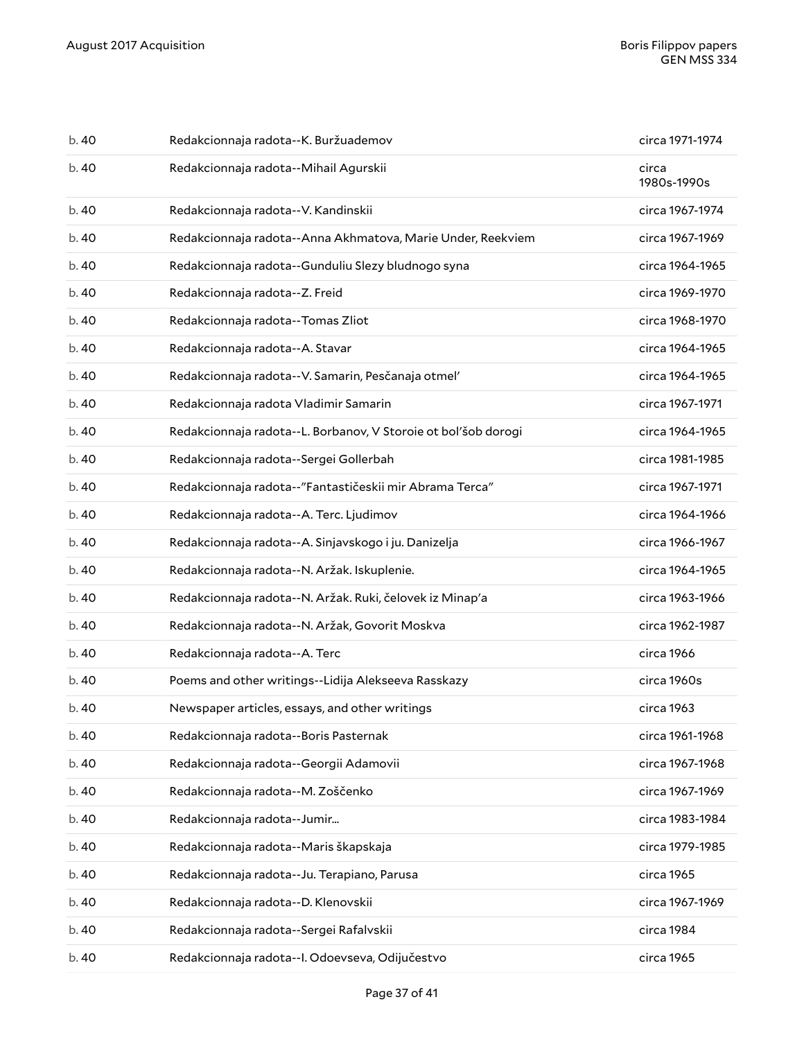| | | |
|---|---|---|
| b. 40 | Redakcionnaja radota--K. Buržuademov | circa 1971-1974 |
| b. 40 | Redakcionnaja radota--Mihail Agurskii | circa 1980s-1990s |
| b. 40 | Redakcionnaja radota--V. Kandinskii | circa 1967-1974 |
| b. 40 | Redakcionnaja radota--Anna Akhmatova, Marie Under, Reekviem | circa 1967-1969 |
| b. 40 | Redakcionnaja radota--Gunduliu Slezy bludnogo syna | circa 1964-1965 |
| b. 40 | Redakcionnaja radota--Z. Freid | circa 1969-1970 |
| b. 40 | Redakcionnaja radota--Tomas Zliot | circa 1968-1970 |
| b. 40 | Redakcionnaja radota--A. Stavar | circa 1964-1965 |
| b. 40 | Redakcionnaja radota--V. Samarin, Pesčanaja otmel' | circa 1964-1965 |
| b. 40 | Redakcionnaja radota Vladimir Samarin | circa 1967-1971 |
| b. 40 | Redakcionnaja radota--L. Borbanov, V Storoie ot bol'šob dorogi | circa 1964-1965 |
| b. 40 | Redakcionnaja radota--Sergei Gollerbah | circa 1981-1985 |
| b. 40 | Redakcionnaja radota--"Fantastičeskii mir Abrama Terca" | circa 1967-1971 |
| b. 40 | Redakcionnaja radota--A. Terc. Ljudimov | circa 1964-1966 |
| b. 40 | Redakcionnaja radota--A. Sinjavskogo i ju. Danizelja | circa 1966-1967 |
| b. 40 | Redakcionnaja radota--N. Aržak. Iskuplenie. | circa 1964-1965 |
| b. 40 | Redakcionnaja radota--N. Aržak. Ruki, čelovek iz Minap'a | circa 1963-1966 |
| b. 40 | Redakcionnaja radota--N. Aržak, Govorit Moskva | circa 1962-1987 |
| b. 40 | Redakcionnaja radota--A. Terc | circa 1966 |
| b. 40 | Poems and other writings--Lidija Alekseeva Rasskazy | circa 1960s |
| b. 40 | Newspaper articles, essays, and other writings | circa 1963 |
| b. 40 | Redakcionnaja radota--Boris Pasternak | circa 1961-1968 |
| b. 40 | Redakcionnaja radota--Georgii Adamovii | circa 1967-1968 |
| b. 40 | Redakcionnaja radota--M. Zoščenko | circa 1967-1969 |
| b. 40 | Redakcionnaja radota--Jumir... | circa 1983-1984 |
| b. 40 | Redakcionnaja radota--Maris škapskaja | circa 1979-1985 |
| b. 40 | Redakcionnaja radota--Ju. Terapiano, Parusa | circa 1965 |
| b. 40 | Redakcionnaja radota--D. Klenovskii | circa 1967-1969 |
| b. 40 | Redakcionnaja radota--Sergei Rafalvskii | circa 1984 |
| b. 40 | Redakcionnaja radota--I. Odoevseva, Odijučestvo | circa 1965 |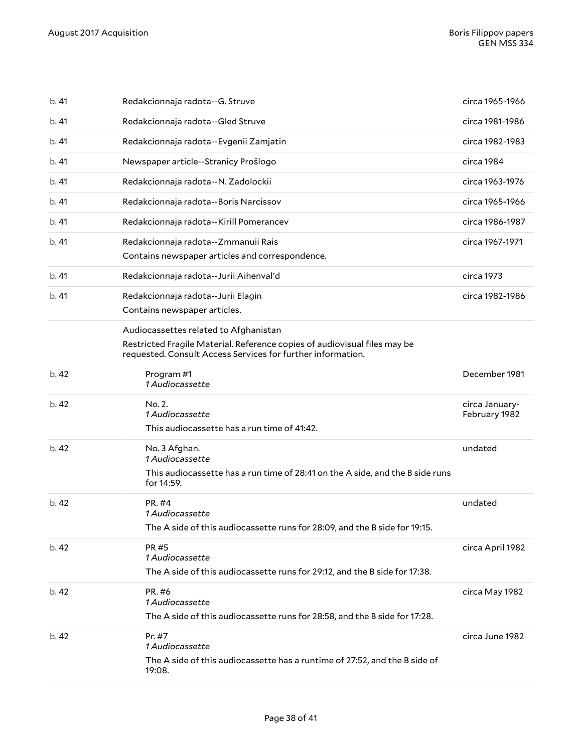| | | |
|---|---|---|
| b. 41 | Redakcionnaja radota--G. Struve | circa 1965-1966 |
| b. 41 | Redakcionnaja radota--Gled Struve | circa 1981-1986 |
| b. 41 | Redakcionnaja radota--Evgenii Zamjatin | circa 1982-1983 |
| b. 41 | Newspaper article--Stranicy Prošlogo | circa 1984 |
| b. 41 | Redakcionnaja radota--N. Zadolockii | circa 1963-1976 |
| b. 41 | Redakcionnaja radota--Boris Narcissov | circa 1965-1966 |
| b. 41 | Redakcionnaja radota--Kirill Pomerancev | circa 1986-1987 |
| b. 41 | Redakcionnaja radota--Zmmanuii Rais<br>Contains newspaper articles and correspondence. | circa 1967-1971 |
| b. 41 | Redakcionnaja radota--Jurii Aihenval'd | circa 1973 |
| b. 41 | Redakcionnaja radota--Jurii Elagin<br>Contains newspaper articles. | circa 1982-1986 |
| | Audiocassettes related to Afghanistan<br>Restricted Fragile Material. Reference copies of audiovisual files may be requested. Consult Access Services for further information. | |
| b. 42 | Program #1<br>*1 Audiocassette* | December 1981 |
| b. 42 | No. 2.<br>*1 Audiocassette*<br>This audiocassette has a run time of 41:42. | circa January-February 1982 |
| b. 42 | No. 3 Afghan.<br>*1 Audiocassette*<br>This audiocassette has a run time of 28:41 on the A side, and the B side runs for 14:59. | undated |
| b. 42 | PR. #4<br>*1 Audiocassette*<br>The A side of this audiocassette runs for 28:09, and the B side for 19:15. | undated |
| b. 42 | PR #5<br>*1 Audiocassette*<br>The A side of this audiocassette runs for 29:12, and the B side for 17:38. | circa April 1982 |
| b. 42 | PR. #6<br>*1 Audiocassette*<br>The A side of this audiocassette runs for 28:58, and the B side for 17:28. | circa May 1982 |
| b. 42 | Pr. #7<br>*1 Audiocassette*<br>The A side of this audiocassette has a runtime of 27:52, and the B side of 19:08. | circa June 1982 |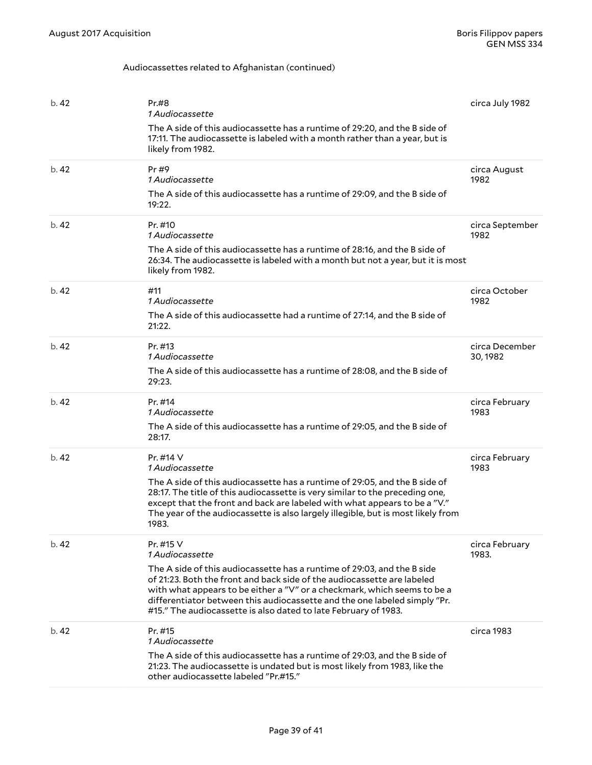Audiocassettes related to Afghanistan (continued)

| Box | Title / Description | Date |
| --- | --- | --- |
| b. 42 | Pr.#8<br>*1 Audiocassette*<br>The A side of this audiocassette has a runtime of 29:20, and the B side of 17:11. The audiocassette is labeled with a month rather than a year, but is likely from 1982. | circa July 1982 |
| b. 42 | Pr #9<br>*1 Audiocassette*<br>The A side of this audiocassette has a runtime of 29:09, and the B side of 19:22. | circa August 1982 |
| b. 42 | Pr. #10<br>*1 Audiocassette*<br>The A side of this audiocassette has a runtime of 28:16, and the B side of 26:34. The audiocassette is labeled with a month but not a year, but it is most likely from 1982. | circa September 1982 |
| b. 42 | #11<br>*1 Audiocassette*<br>The A side of this audiocassette had a runtime of 27:14, and the B side of 21:22. | circa October 1982 |
| b. 42 | Pr. #13<br>*1 Audiocassette*<br>The A side of this audiocassette has a runtime of 28:08, and the B side of 29:23. | circa December 30, 1982 |
| b. 42 | Pr. #14<br>*1 Audiocassette*<br>The A side of this audiocassette has a runtime of 29:05, and the B side of 28:17. | circa February 1983 |
| b. 42 | Pr. #14 V<br>*1 Audiocassette*<br>The A side of this audiocassette has a runtime of 29:05, and the B side of 28:17. The title of this audiocassette is very similar to the preceding one, except that the front and back are labeled with what appears to be a "V." The year of the audiocassette is also largely illegible, but is most likely from 1983. | circa February 1983 |
| b. 42 | Pr. #15 V<br>*1 Audiocassette*<br>The A side of this audiocassette has a runtime of 29:03, and the B side of 21:23. Both the front and back side of the audiocassette are labeled with what appears to be either a "V" or a checkmark, which seems to be a differentiator between this audiocassette and the one labeled simply "Pr. #15." The audiocassette is also dated to late February of 1983. | circa February 1983. |
| b. 42 | Pr. #15<br>*1 Audiocassette*<br>The A side of this audiocassette has a runtime of 29:03, and the B side of 21:23. The audiocassette is undated but is most likely from 1983, like the other audiocassette labeled "Pr.#15." | circa 1983 |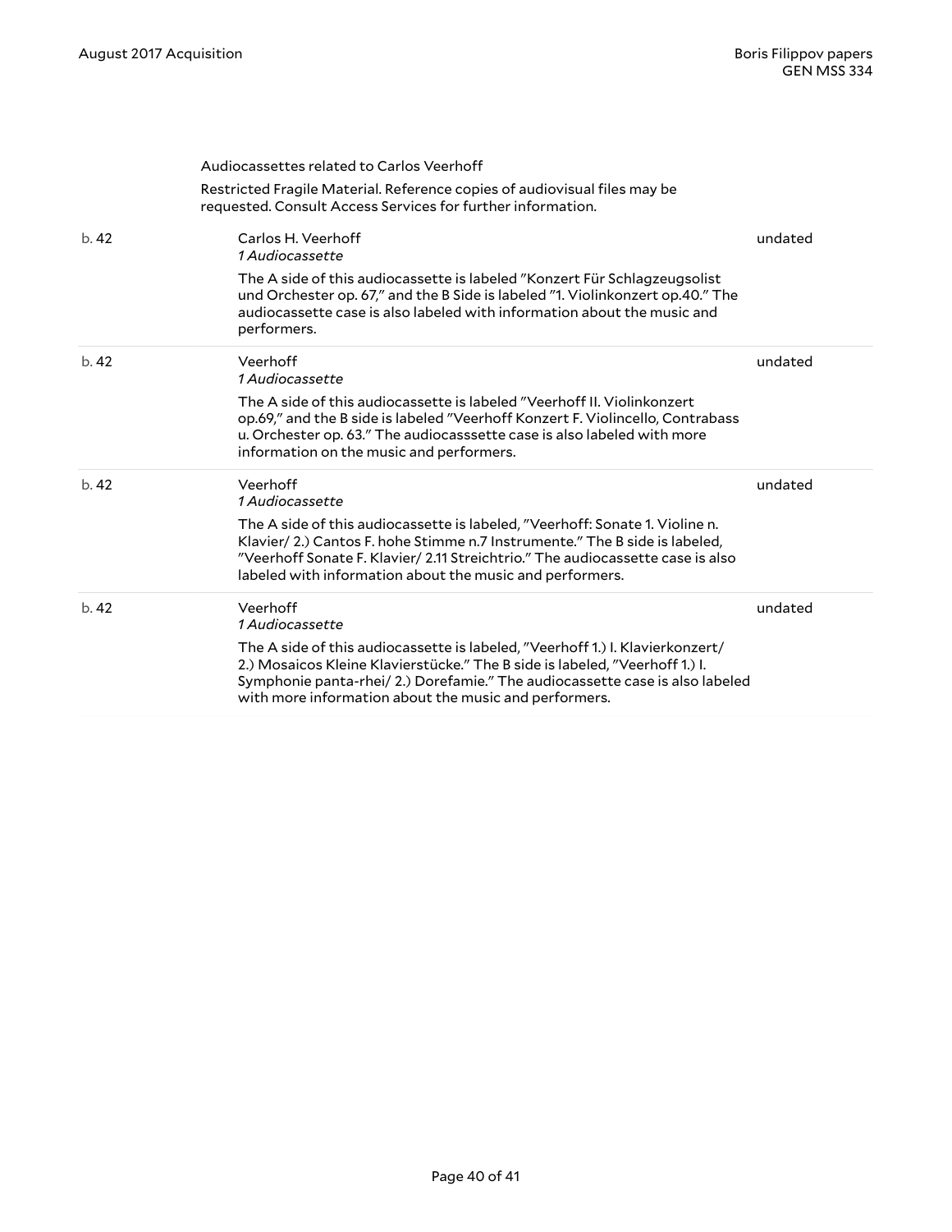Audiocassettes related to Carlos Veerhoff

Restricted Fragile Material. Reference copies of audiovisual files may be requested. Consult Access Services for further information.

| | | |
|---|---|---|
| b. 42 | Carlos H. Veerhoff<br>*1 Audiocassette*<br><br>The A side of this audiocassette is labeled "Konzert Für Schlagzeugsolist und Orchester op. 67," and the B Side is labeled "1. Violinkonzert op.40." The audiocassette case is also labeled with information about the music and performers. | undated |
| b. 42 | Veerhoff<br>*1 Audiocassette*<br><br>The A side of this audiocassette is labeled "Veerhoff II. Violinkonzert op.69," and the B side is labeled "Veerhoff Konzert F. Violincello, Contrabass u. Orchester op. 63." The audiocasssette case is also labeled with more information on the music and performers. | undated |
| b. 42 | Veerhoff<br>*1 Audiocassette*<br><br>The A side of this audiocassette is labeled, "Veerhoff: Sonate 1. Violine n. Klavier/ 2.) Cantos F. hohe Stimme n.7 Instrumente." The B side is labeled, "Veerhoff Sonate F. Klavier/ 2.11 Streichtrio." The audiocassette case is also labeled with information about the music and performers. | undated |
| b. 42 | Veerhoff<br>*1 Audiocassette*<br><br>The A side of this audiocassette is labeled, "Veerhoff 1.) I. Klavierkonzert/ 2.) Mosaicos Kleine Klavierstücke." The B side is labeled, "Veerhoff 1.) I. Symphonie panta-rhei/ 2.) Dorefamie." The audiocassette case is also labeled with more information about the music and performers. | undated |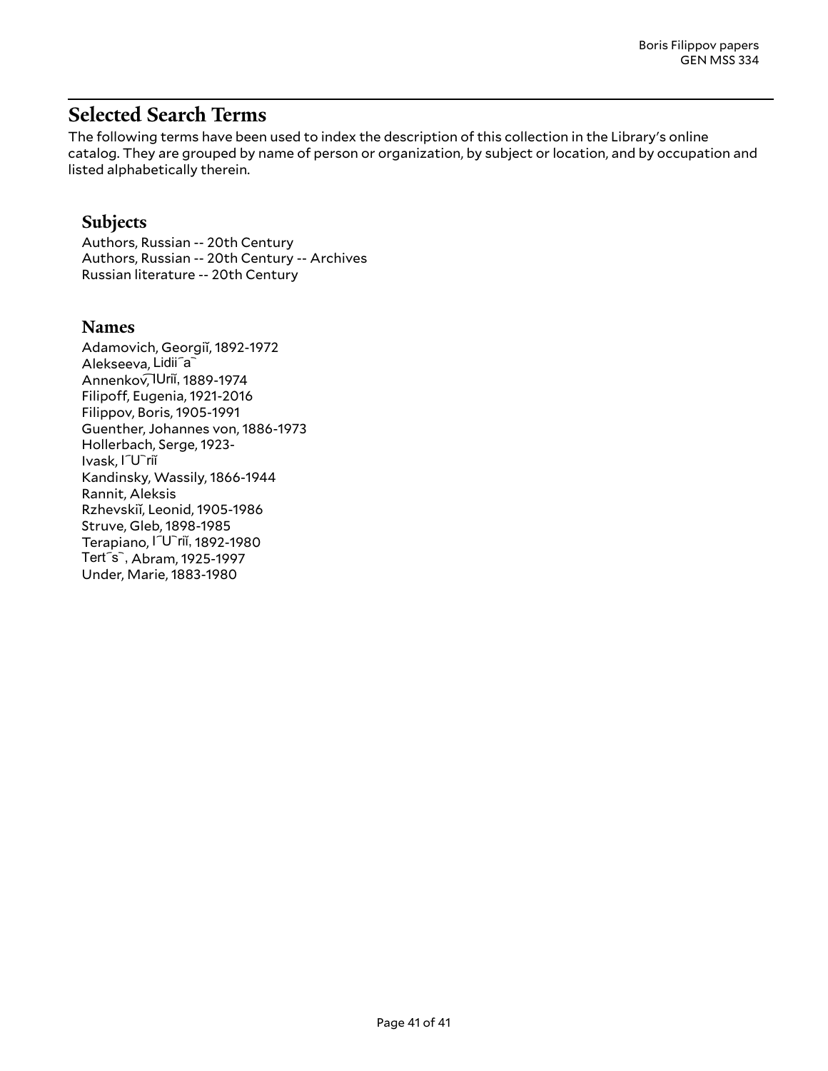## Selected Search Terms

The following terms have been used to index the description of this collection in the Library's online catalog. They are grouped by name of person or organization, by subject or location, and by occupation and listed alphabetically therein.

### Subjects

Authors, Russian -- 20th Century
Authors, Russian -- 20th Century -- Archives
Russian literature -- 20th Century

### Names

Adamovich, Georgiĭ, 1892-1972
Alekseeva, Lidii︠a︡
Annenkov, I︠U︡riĭ, 1889-1974
Filipoff, Eugenia, 1921-2016
Filippov, Boris, 1905-1991
Guenther, Johannes von, 1886-1973
Hollerbach, Serge, 1923-
Ivask, I︠U︡riĭ
Kandinsky, Wassily, 1866-1944
Rannit, Aleksis
Rzhevskiĭ, Leonid, 1905-1986
Struve, Gleb, 1898-1985
Terapiano, I︠U︡riĭ, 1892-1980
Tert︠s︡, Abram, 1925-1997
Under, Marie, 1883-1980